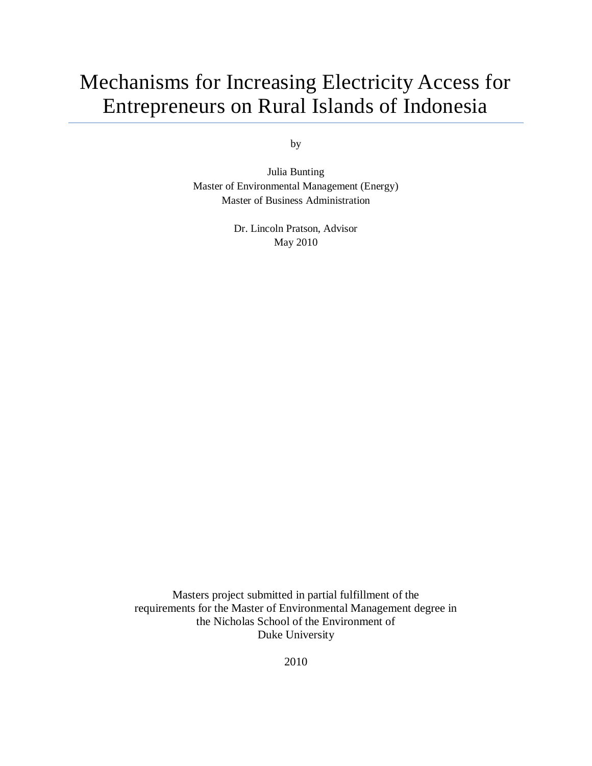# Mechanisms for Increasing Electricity Access for Entrepreneurs on Rural Islands of Indonesia

by

Julia Bunting
Master of Environmental Management (Energy)
Master of Business Administration

Dr. Lincoln Pratson, Advisor
May 2010

Masters project submitted in partial fulfillment of the requirements for the Master of Environmental Management degree in the Nicholas School of the Environment of Duke University

2010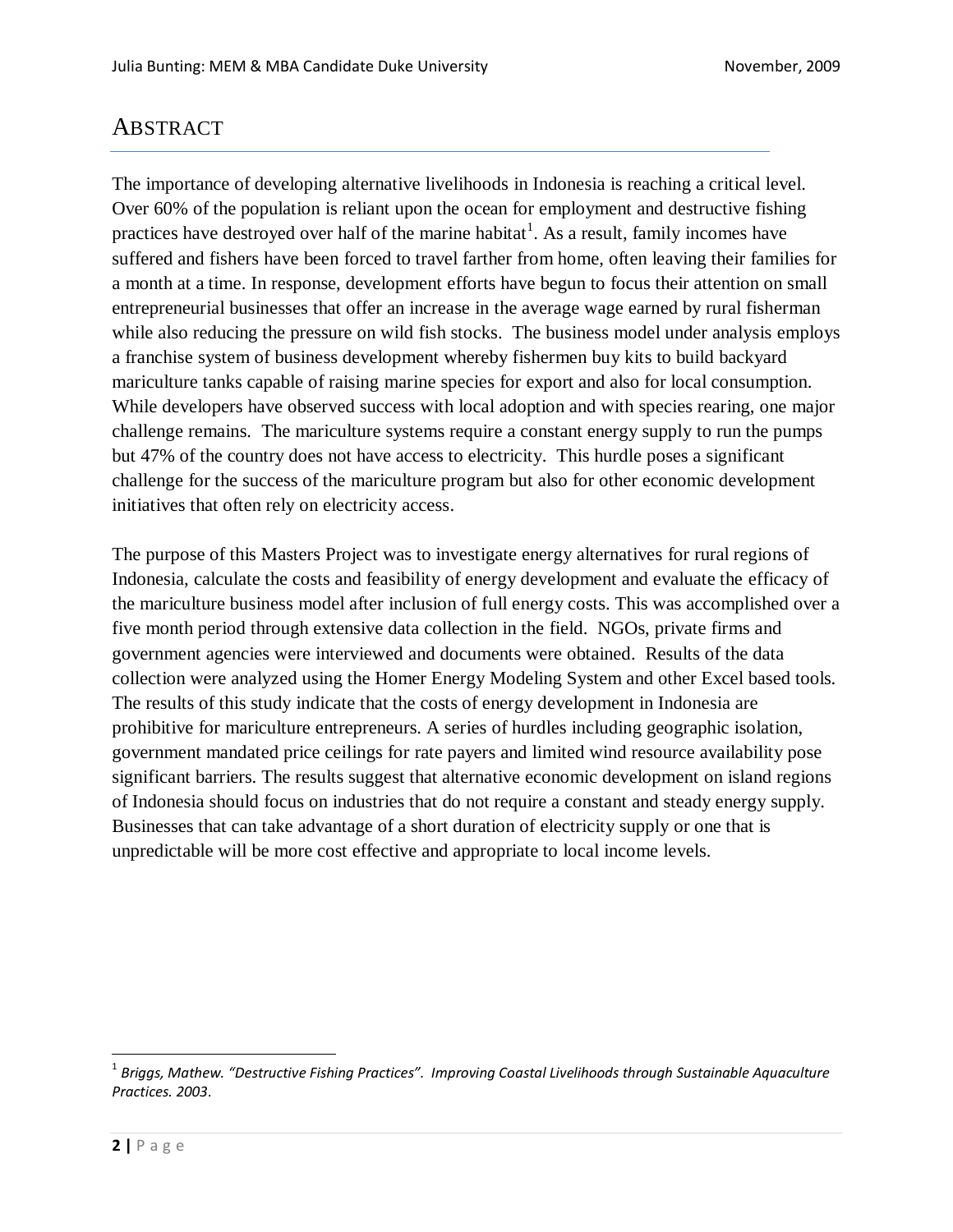# ABSTRACT

The importance of developing alternative livelihoods in Indonesia is reaching a critical level. Over 60% of the population is reliant upon the ocean for employment and destructive fishing practices have destroyed over half of the marine habitat[1]. As a result, family incomes have suffered and fishers have been forced to travel farther from home, often leaving their families for a month at a time. In response, development efforts have begun to focus their attention on small entrepreneurial businesses that offer an increase in the average wage earned by rural fisherman while also reducing the pressure on wild fish stocks. The business model under analysis employs a franchise system of business development whereby fishermen buy kits to build backyard mariculture tanks capable of raising marine species for export and also for local consumption. While developers have observed success with local adoption and with species rearing, one major challenge remains. The mariculture systems require a constant energy supply to run the pumps but 47% of the country does not have access to electricity. This hurdle poses a significant challenge for the success of the mariculture program but also for other economic development initiatives that often rely on electricity access.

The purpose of this Masters Project was to investigate energy alternatives for rural regions of Indonesia, calculate the costs and feasibility of energy development and evaluate the efficacy of the mariculture business model after inclusion of full energy costs. This was accomplished over a five month period through extensive data collection in the field. NGOs, private firms and government agencies were interviewed and documents were obtained. Results of the data collection were analyzed using the Homer Energy Modeling System and other Excel based tools. The results of this study indicate that the costs of energy development in Indonesia are prohibitive for mariculture entrepreneurs. A series of hurdles including geographic isolation, government mandated price ceilings for rate payers and limited wind resource availability pose significant barriers. The results suggest that alternative economic development on island regions of Indonesia should focus on industries that do not require a constant and steady energy supply. Businesses that can take advantage of a short duration of electricity supply or one that is unpredictable will be more cost effective and appropriate to local income levels.

---

[1] *Briggs, Mathew. "Destructive Fishing Practices". Improving Coastal Livelihoods through Sustainable Aquaculture Practices. 2003*.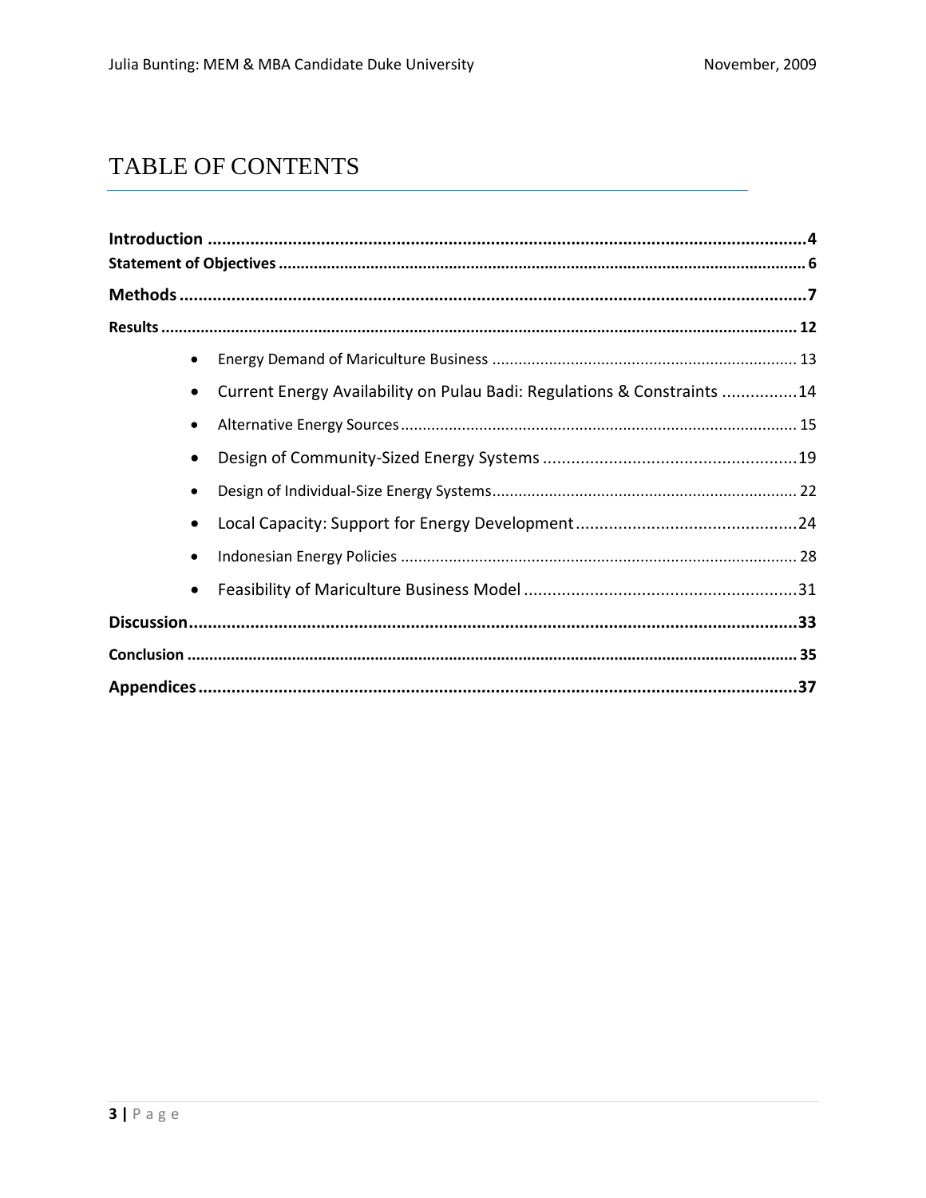# TABLE OF CONTENTS

**Introduction** .......... 4

**Statement of Objectives** .......... 6

**Methods** .......... 7

**Results** .......... 12

- Energy Demand of Mariculture Business .......... 13
- Current Energy Availability on Pulau Badi: Regulations & Constraints .......... 14
- Alternative Energy Sources .......... 15
- Design of Community-Sized Energy Systems .......... 19
- Design of Individual-Size Energy Systems .......... 22
- Local Capacity: Support for Energy Development .......... 24
- Indonesian Energy Policies .......... 28
- Feasibility of Mariculture Business Model .......... 31

**Discussion** .......... 33

**Conclusion** .......... 35

**Appendices** .......... 37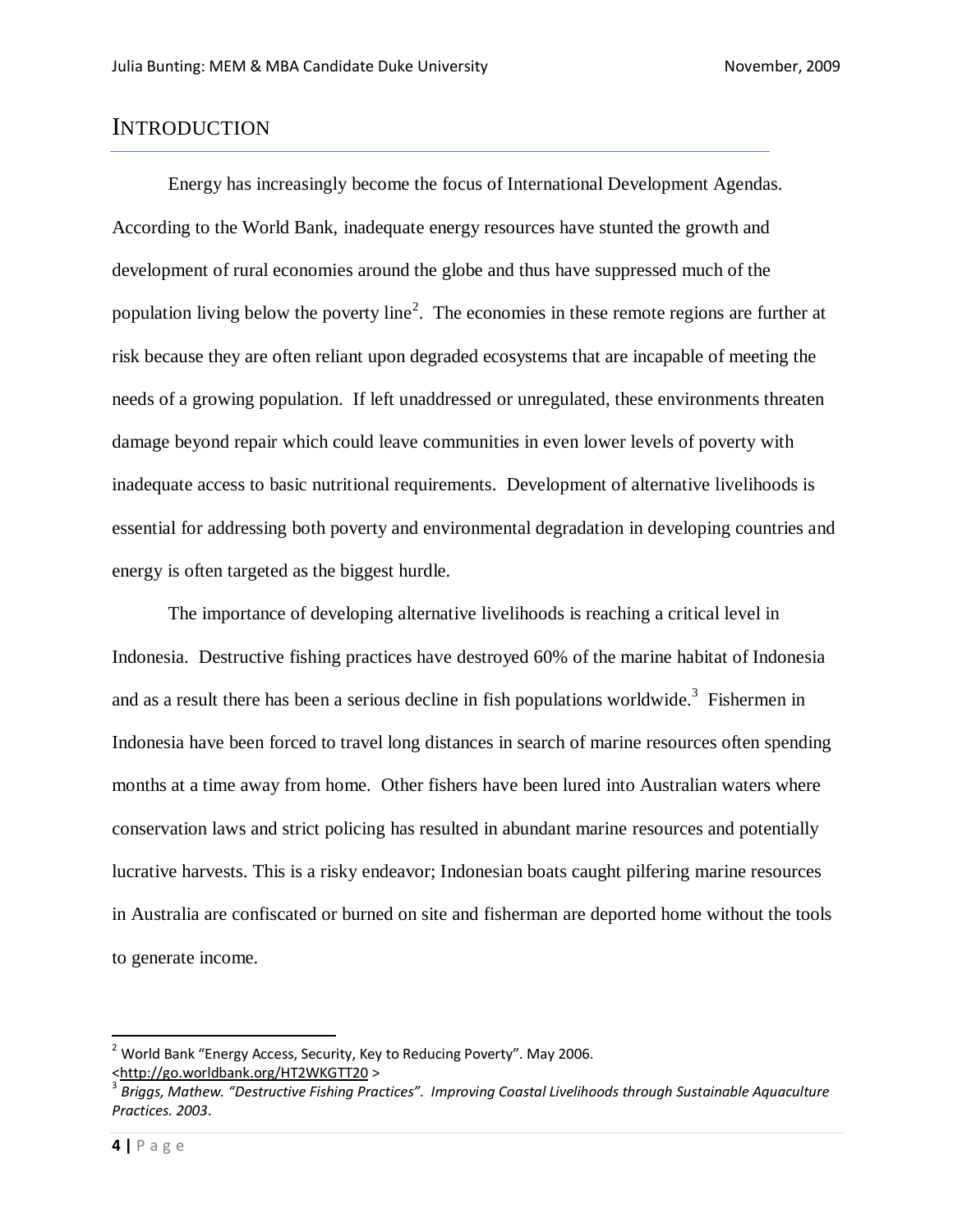# INTRODUCTION

Energy has increasingly become the focus of International Development Agendas. According to the World Bank, inadequate energy resources have stunted the growth and development of rural economies around the globe and thus have suppressed much of the population living below the poverty line[2]. The economies in these remote regions are further at risk because they are often reliant upon degraded ecosystems that are incapable of meeting the needs of a growing population. If left unaddressed or unregulated, these environments threaten damage beyond repair which could leave communities in even lower levels of poverty with inadequate access to basic nutritional requirements. Development of alternative livelihoods is essential for addressing both poverty and environmental degradation in developing countries and energy is often targeted as the biggest hurdle.

The importance of developing alternative livelihoods is reaching a critical level in Indonesia. Destructive fishing practices have destroyed 60% of the marine habitat of Indonesia and as a result there has been a serious decline in fish populations worldwide.[3] Fishermen in Indonesia have been forced to travel long distances in search of marine resources often spending months at a time away from home. Other fishers have been lured into Australian waters where conservation laws and strict policing has resulted in abundant marine resources and potentially lucrative harvests. This is a risky endeavor; Indonesian boats caught pilfering marine resources in Australia are confiscated or burned on site and fisherman are deported home without the tools to generate income.

---

[2] World Bank "Energy Access, Security, Key to Reducing Poverty". May 2006. <http://go.worldbank.org/HT2WKGTT20 >

[3] *Briggs, Mathew. "Destructive Fishing Practices". Improving Coastal Livelihoods through Sustainable Aquaculture Practices. 2003*.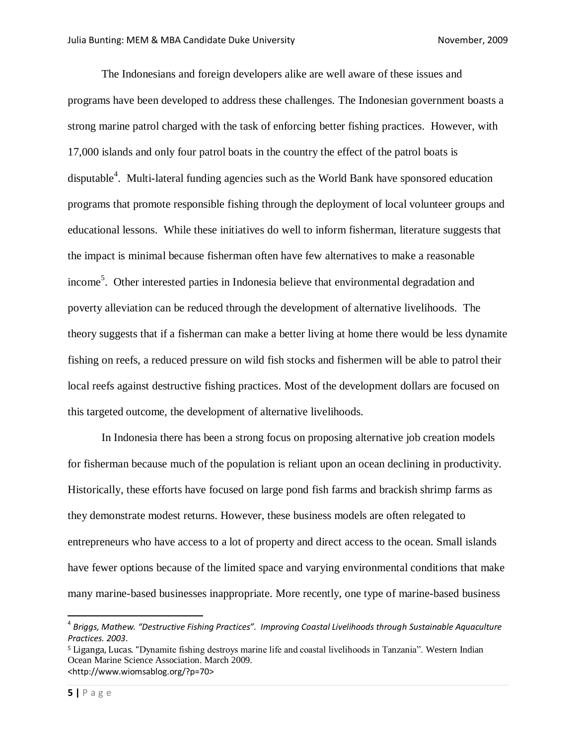The Indonesians and foreign developers alike are well aware of these issues and programs have been developed to address these challenges. The Indonesian government boasts a strong marine patrol charged with the task of enforcing better fishing practices. However, with 17,000 islands and only four patrol boats in the country the effect of the patrol boats is disputable[4]. Multi-lateral funding agencies such as the World Bank have sponsored education programs that promote responsible fishing through the deployment of local volunteer groups and educational lessons. While these initiatives do well to inform fisherman, literature suggests that the impact is minimal because fisherman often have few alternatives to make a reasonable income[5]. Other interested parties in Indonesia believe that environmental degradation and poverty alleviation can be reduced through the development of alternative livelihoods. The theory suggests that if a fisherman can make a better living at home there would be less dynamite fishing on reefs, a reduced pressure on wild fish stocks and fishermen will be able to patrol their local reefs against destructive fishing practices. Most of the development dollars are focused on this targeted outcome, the development of alternative livelihoods.

In Indonesia there has been a strong focus on proposing alternative job creation models for fisherman because much of the population is reliant upon an ocean declining in productivity. Historically, these efforts have focused on large pond fish farms and brackish shrimp farms as they demonstrate modest returns. However, these business models are often relegated to entrepreneurs who have access to a lot of property and direct access to the ocean. Small islands have fewer options because of the limited space and varying environmental conditions that make many marine-based businesses inappropriate. More recently, one type of marine-based business

---

[4] *Briggs, Mathew. "Destructive Fishing Practices". Improving Coastal Livelihoods through Sustainable Aquaculture Practices. 2003*.

[5] Liganga, Lucas. "Dynamite fishing destroys marine life and coastal livelihoods in Tanzania". Western Indian Ocean Marine Science Association. March 2009. <http://www.wiomsablog.org/?p=70>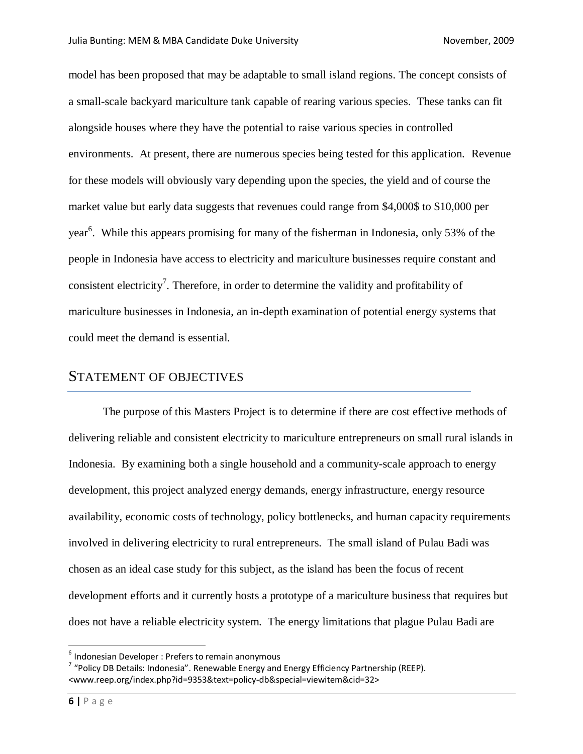model has been proposed that may be adaptable to small island regions. The concept consists of a small-scale backyard mariculture tank capable of rearing various species. These tanks can fit alongside houses where they have the potential to raise various species in controlled environments. At present, there are numerous species being tested for this application. Revenue for these models will obviously vary depending upon the species, the yield and of course the market value but early data suggests that revenues could range from $4,000$ to $10,000 per year[6]. While this appears promising for many of the fisherman in Indonesia, only 53% of the people in Indonesia have access to electricity and mariculture businesses require constant and consistent electricity[7]. Therefore, in order to determine the validity and profitability of mariculture businesses in Indonesia, an in-depth examination of potential energy systems that could meet the demand is essential.

## STATEMENT OF OBJECTIVES

The purpose of this Masters Project is to determine if there are cost effective methods of delivering reliable and consistent electricity to mariculture entrepreneurs on small rural islands in Indonesia. By examining both a single household and a community-scale approach to energy development, this project analyzed energy demands, energy infrastructure, energy resource availability, economic costs of technology, policy bottlenecks, and human capacity requirements involved in delivering electricity to rural entrepreneurs. The small island of Pulau Badi was chosen as an ideal case study for this subject, as the island has been the focus of recent development efforts and it currently hosts a prototype of a mariculture business that requires but does not have a reliable electricity system. The energy limitations that plague Pulau Badi are

---

[6] Indonesian Developer : Prefers to remain anonymous

[7] "Policy DB Details: Indonesia". Renewable Energy and Energy Efficiency Partnership (REEP). <www.reep.org/index.php?id=9353&text=policy-db&special=viewitem&cid=32>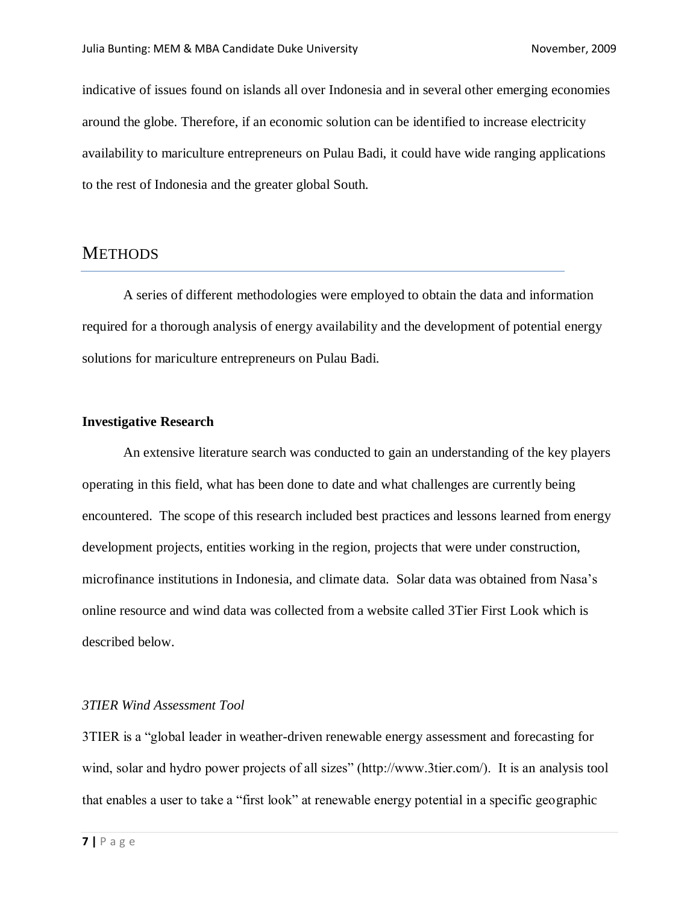indicative of issues found on islands all over Indonesia and in several other emerging economies around the globe. Therefore, if an economic solution can be identified to increase electricity availability to mariculture entrepreneurs on Pulau Badi, it could have wide ranging applications to the rest of Indonesia and the greater global South.

# METHODS

A series of different methodologies were employed to obtain the data and information required for a thorough analysis of energy availability and the development of potential energy solutions for mariculture entrepreneurs on Pulau Badi.

**Investigative Research**

An extensive literature search was conducted to gain an understanding of the key players operating in this field, what has been done to date and what challenges are currently being encountered. The scope of this research included best practices and lessons learned from energy development projects, entities working in the region, projects that were under construction, microfinance institutions in Indonesia, and climate data. Solar data was obtained from Nasa's online resource and wind data was collected from a website called 3Tier First Look which is described below.

*3TIER Wind Assessment Tool*

3TIER is a "global leader in weather-driven renewable energy assessment and forecasting for wind, solar and hydro power projects of all sizes" (http://www.3tier.com/). It is an analysis tool that enables a user to take a "first look" at renewable energy potential in a specific geographic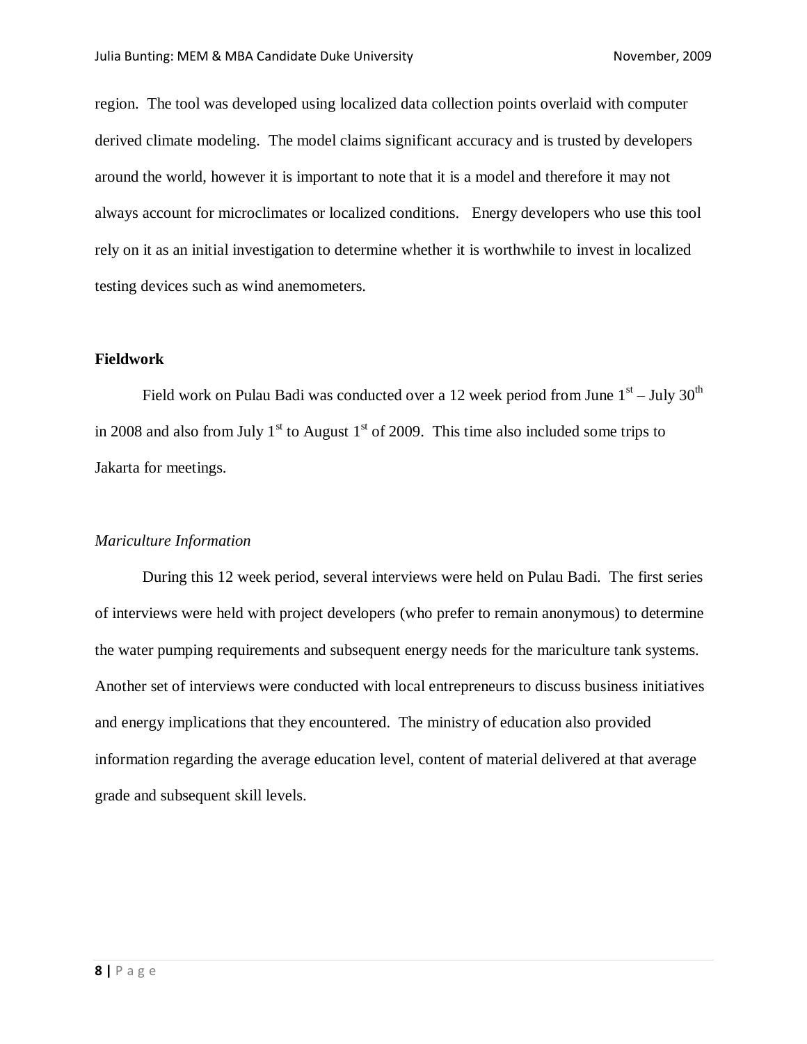region. The tool was developed using localized data collection points overlaid with computer derived climate modeling. The model claims significant accuracy and is trusted by developers around the world, however it is important to note that it is a model and therefore it may not always account for microclimates or localized conditions. Energy developers who use this tool rely on it as an initial investigation to determine whether it is worthwhile to invest in localized testing devices such as wind anemometers.

**Fieldwork**

Field work on Pulau Badi was conducted over a 12 week period from June 1st – July 30th in 2008 and also from July 1st to August 1st of 2009. This time also included some trips to Jakarta for meetings.

*Mariculture Information*

During this 12 week period, several interviews were held on Pulau Badi. The first series of interviews were held with project developers (who prefer to remain anonymous) to determine the water pumping requirements and subsequent energy needs for the mariculture tank systems. Another set of interviews were conducted with local entrepreneurs to discuss business initiatives and energy implications that they encountered. The ministry of education also provided information regarding the average education level, content of material delivered at that average grade and subsequent skill levels.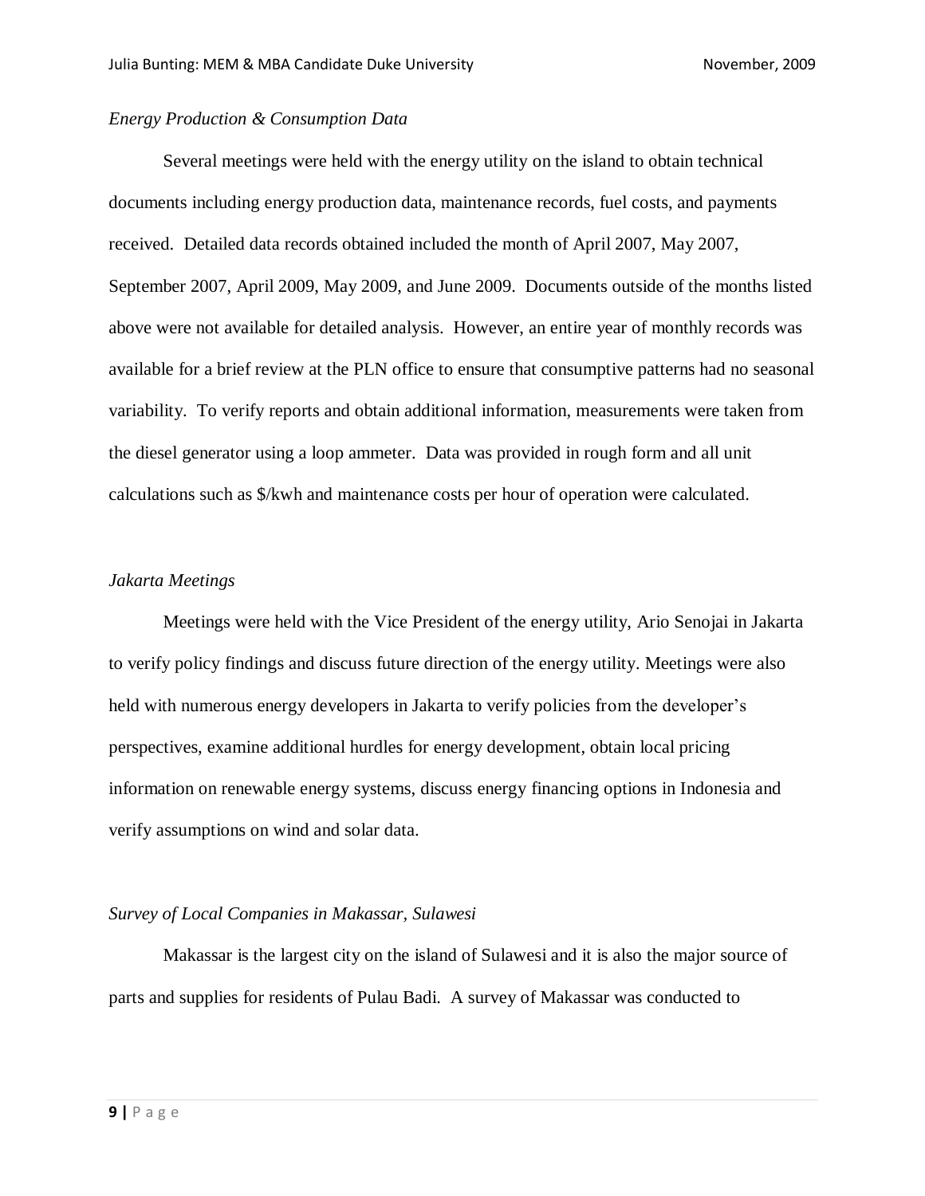*Energy Production & Consumption Data*

Several meetings were held with the energy utility on the island to obtain technical documents including energy production data, maintenance records, fuel costs, and payments received. Detailed data records obtained included the month of April 2007, May 2007, September 2007, April 2009, May 2009, and June 2009. Documents outside of the months listed above were not available for detailed analysis. However, an entire year of monthly records was available for a brief review at the PLN office to ensure that consumptive patterns had no seasonal variability. To verify reports and obtain additional information, measurements were taken from the diesel generator using a loop ammeter. Data was provided in rough form and all unit calculations such as $/kwh and maintenance costs per hour of operation were calculated.

*Jakarta Meetings*

Meetings were held with the Vice President of the energy utility, Ario Senojai in Jakarta to verify policy findings and discuss future direction of the energy utility. Meetings were also held with numerous energy developers in Jakarta to verify policies from the developer's perspectives, examine additional hurdles for energy development, obtain local pricing information on renewable energy systems, discuss energy financing options in Indonesia and verify assumptions on wind and solar data.

*Survey of Local Companies in Makassar, Sulawesi*

Makassar is the largest city on the island of Sulawesi and it is also the major source of parts and supplies for residents of Pulau Badi. A survey of Makassar was conducted to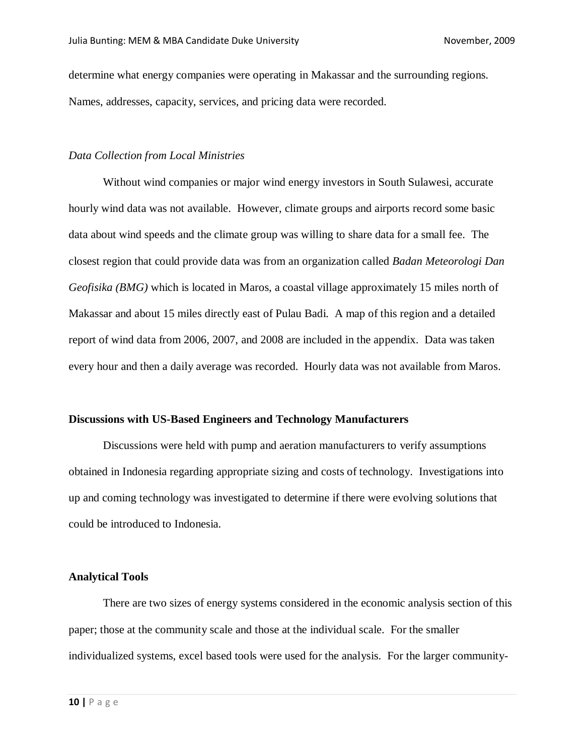determine what energy companies were operating in Makassar and the surrounding regions. Names, addresses, capacity, services, and pricing data were recorded.

### *Data Collection from Local Ministries*

Without wind companies or major wind energy investors in South Sulawesi, accurate hourly wind data was not available. However, climate groups and airports record some basic data about wind speeds and the climate group was willing to share data for a small fee. The closest region that could provide data was from an organization called *Badan Meteorologi Dan Geofisika (BMG)* which is located in Maros, a coastal village approximately 15 miles north of Makassar and about 15 miles directly east of Pulau Badi. A map of this region and a detailed report of wind data from 2006, 2007, and 2008 are included in the appendix. Data was taken every hour and then a daily average was recorded. Hourly data was not available from Maros.

## **Discussions with US-Based Engineers and Technology Manufacturers**

Discussions were held with pump and aeration manufacturers to verify assumptions obtained in Indonesia regarding appropriate sizing and costs of technology. Investigations into up and coming technology was investigated to determine if there were evolving solutions that could be introduced to Indonesia.

## **Analytical Tools**

There are two sizes of energy systems considered in the economic analysis section of this paper; those at the community scale and those at the individual scale. For the smaller individualized systems, excel based tools were used for the analysis. For the larger community-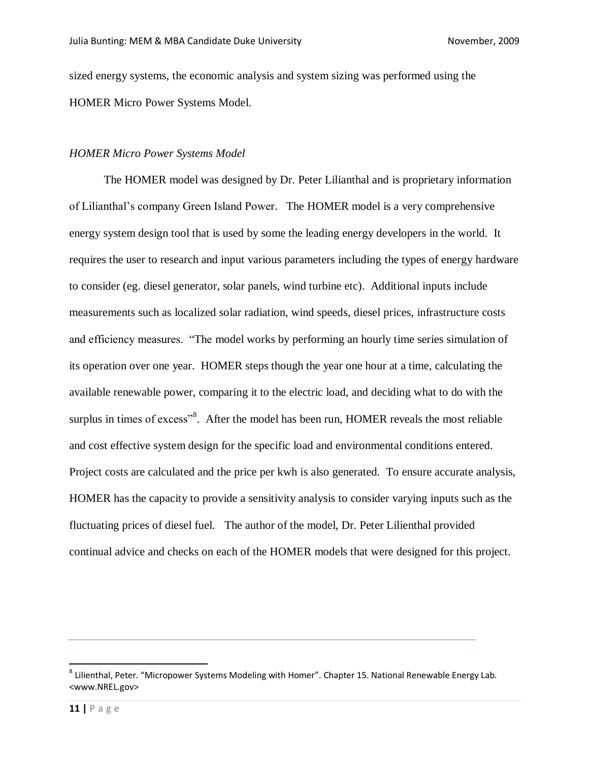sized energy systems, the economic analysis and system sizing was performed using the HOMER Micro Power Systems Model.

*HOMER Micro Power Systems Model*

The HOMER model was designed by Dr. Peter Lilianthal and is proprietary information of Lilianthal's company Green Island Power. The HOMER model is a very comprehensive energy system design tool that is used by some the leading energy developers in the world. It requires the user to research and input various parameters including the types of energy hardware to consider (eg. diesel generator, solar panels, wind turbine etc). Additional inputs include measurements such as localized solar radiation, wind speeds, diesel prices, infrastructure costs and efficiency measures. "The model works by performing an hourly time series simulation of its operation over one year. HOMER steps though the year one hour at a time, calculating the available renewable power, comparing it to the electric load, and deciding what to do with the surplus in times of excess"[8]. After the model has been run, HOMER reveals the most reliable and cost effective system design for the specific load and environmental conditions entered. Project costs are calculated and the price per kwh is also generated. To ensure accurate analysis, HOMER has the capacity to provide a sensitivity analysis to consider varying inputs such as the fluctuating prices of diesel fuel. The author of the model, Dr. Peter Lilienthal provided continual advice and checks on each of the HOMER models that were designed for this project.

---

[8] Lilienthal, Peter. "Micropower Systems Modeling with Homer". Chapter 15. National Renewable Energy Lab. <www.NREL.gov>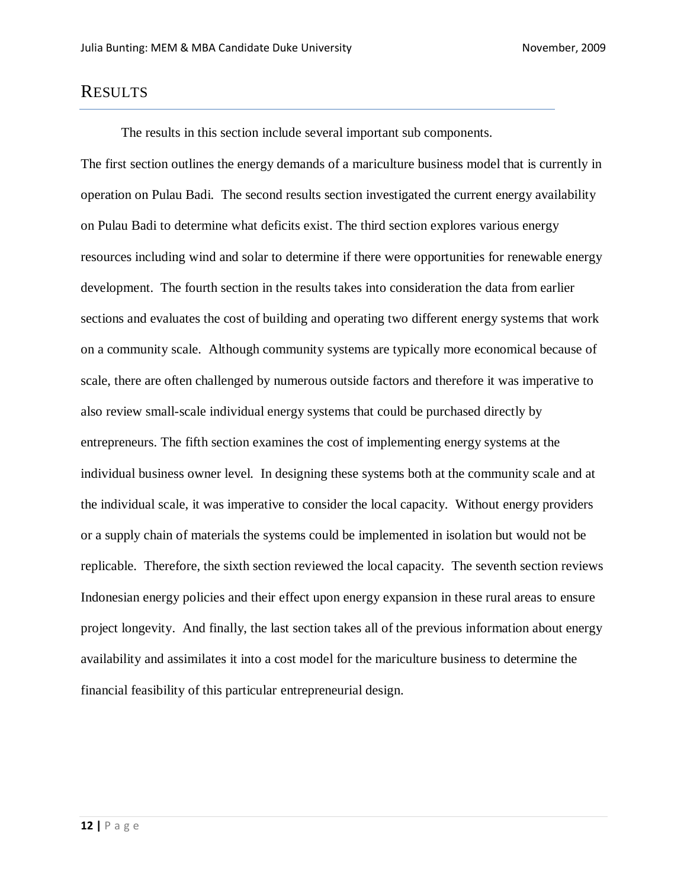# RESULTS

The results in this section include several important sub components. The first section outlines the energy demands of a mariculture business model that is currently in operation on Pulau Badi. The second results section investigated the current energy availability on Pulau Badi to determine what deficits exist. The third section explores various energy resources including wind and solar to determine if there were opportunities for renewable energy development. The fourth section in the results takes into consideration the data from earlier sections and evaluates the cost of building and operating two different energy systems that work on a community scale. Although community systems are typically more economical because of scale, there are often challenged by numerous outside factors and therefore it was imperative to also review small-scale individual energy systems that could be purchased directly by entrepreneurs. The fifth section examines the cost of implementing energy systems at the individual business owner level. In designing these systems both at the community scale and at the individual scale, it was imperative to consider the local capacity. Without energy providers or a supply chain of materials the systems could be implemented in isolation but would not be replicable. Therefore, the sixth section reviewed the local capacity. The seventh section reviews Indonesian energy policies and their effect upon energy expansion in these rural areas to ensure project longevity. And finally, the last section takes all of the previous information about energy availability and assimilates it into a cost model for the mariculture business to determine the financial feasibility of this particular entrepreneurial design.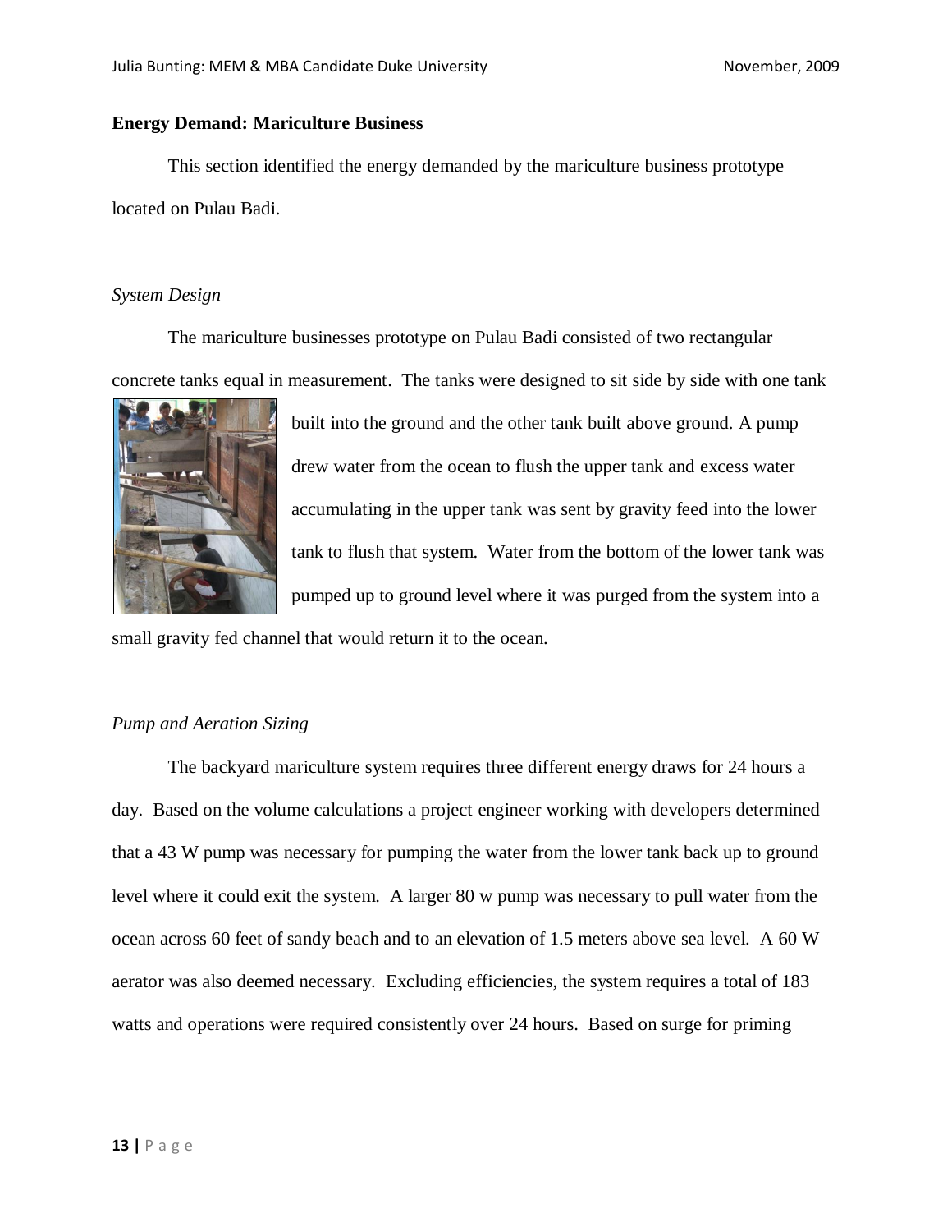**Energy Demand: Mariculture Business**

This section identified the energy demanded by the mariculture business prototype located on Pulau Badi.

*System Design*

The mariculture businesses prototype on Pulau Badi consisted of two rectangular concrete tanks equal in measurement. The tanks were designed to sit side by side with one tank built into the ground and the other tank built above ground. A pump drew water from the ocean to flush the upper tank and excess water accumulating in the upper tank was sent by gravity feed into the lower tank to flush that system. Water from the bottom of the lower tank was pumped up to ground level where it was purged from the system into a small gravity fed channel that would return it to the ocean.

*Pump and Aeration Sizing*

The backyard mariculture system requires three different energy draws for 24 hours a day. Based on the volume calculations a project engineer working with developers determined that a 43 W pump was necessary for pumping the water from the lower tank back up to ground level where it could exit the system. A larger 80 w pump was necessary to pull water from the ocean across 60 feet of sandy beach and to an elevation of 1.5 meters above sea level. A 60 W aerator was also deemed necessary. Excluding efficiencies, the system requires a total of 183 watts and operations were required consistently over 24 hours. Based on surge for priming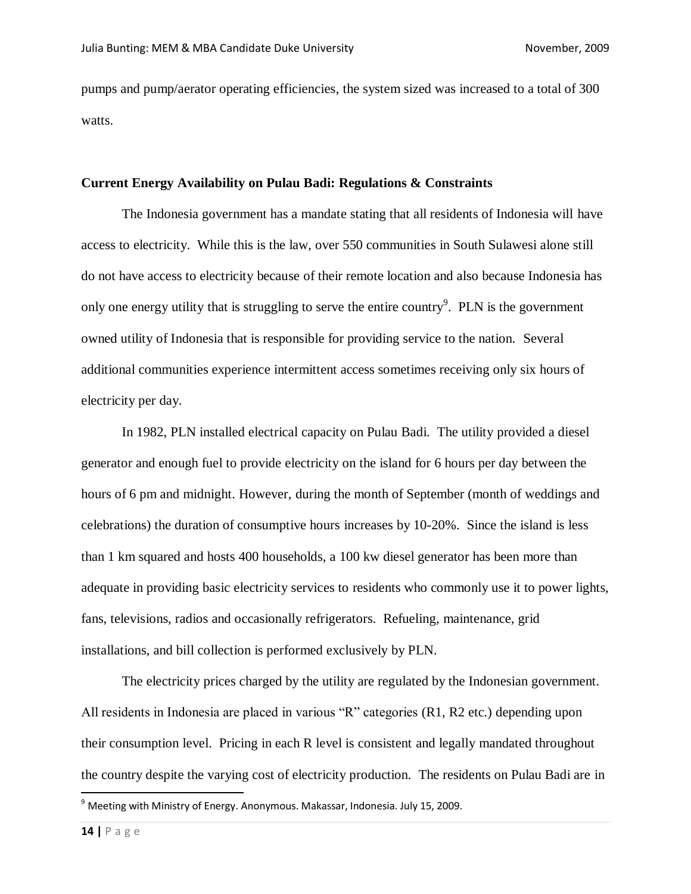pumps and pump/aerator operating efficiencies, the system sized was increased to a total of 300 watts.

**Current Energy Availability on Pulau Badi: Regulations & Constraints**

The Indonesia government has a mandate stating that all residents of Indonesia will have access to electricity. While this is the law, over 550 communities in South Sulawesi alone still do not have access to electricity because of their remote location and also because Indonesia has only one energy utility that is struggling to serve the entire country[9]. PLN is the government owned utility of Indonesia that is responsible for providing service to the nation. Several additional communities experience intermittent access sometimes receiving only six hours of electricity per day.

In 1982, PLN installed electrical capacity on Pulau Badi. The utility provided a diesel generator and enough fuel to provide electricity on the island for 6 hours per day between the hours of 6 pm and midnight. However, during the month of September (month of weddings and celebrations) the duration of consumptive hours increases by 10-20%. Since the island is less than 1 km squared and hosts 400 households, a 100 kw diesel generator has been more than adequate in providing basic electricity services to residents who commonly use it to power lights, fans, televisions, radios and occasionally refrigerators. Refueling, maintenance, grid installations, and bill collection is performed exclusively by PLN.

The electricity prices charged by the utility are regulated by the Indonesian government. All residents in Indonesia are placed in various "R" categories (R1, R2 etc.) depending upon their consumption level. Pricing in each R level is consistent and legally mandated throughout the country despite the varying cost of electricity production. The residents on Pulau Badi are in

[9] Meeting with Ministry of Energy. Anonymous. Makassar, Indonesia. July 15, 2009.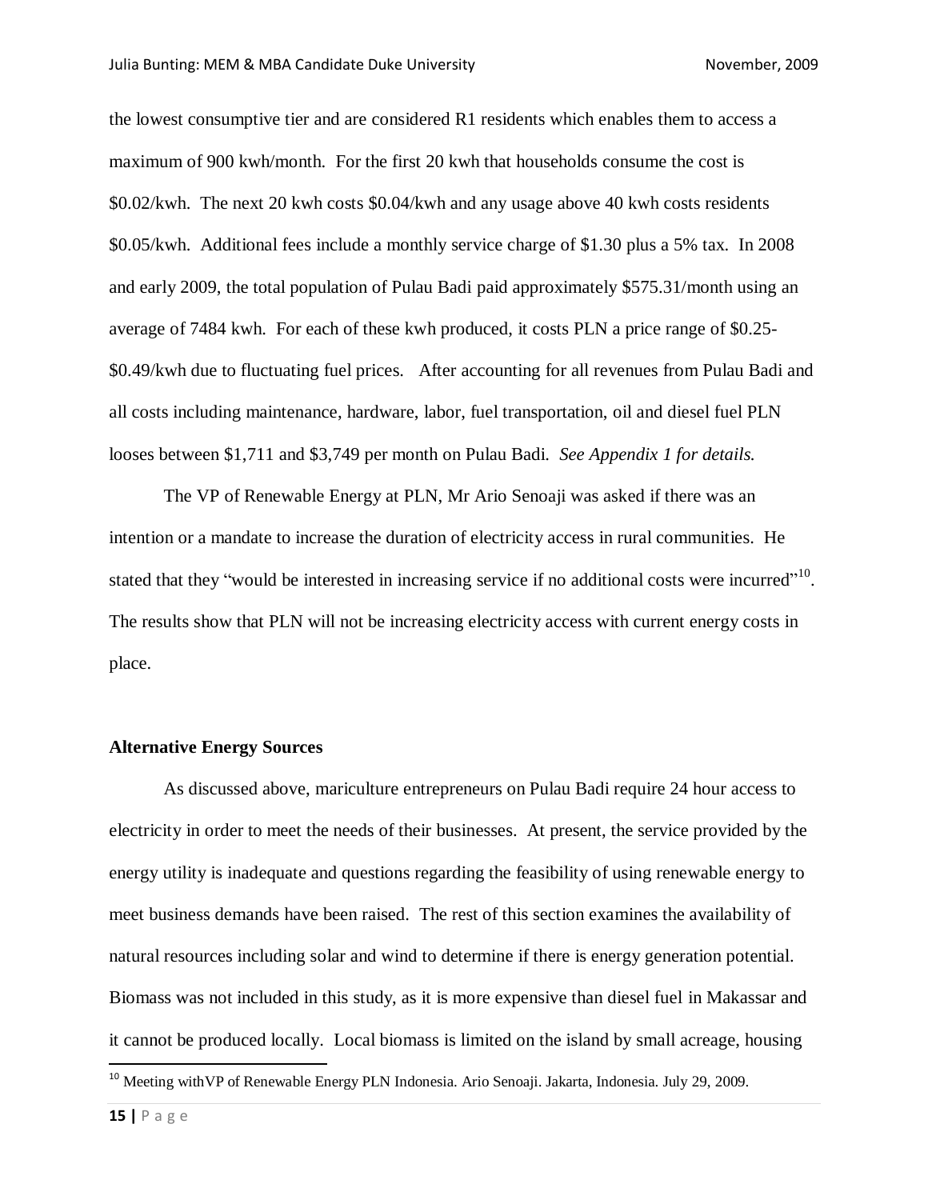the lowest consumptive tier and are considered R1 residents which enables them to access a maximum of 900 kwh/month. For the first 20 kwh that households consume the cost is $0.02/kwh. The next 20 kwh costs $0.04/kwh and any usage above 40 kwh costs residents $0.05/kwh. Additional fees include a monthly service charge of $1.30 plus a 5% tax. In 2008 and early 2009, the total population of Pulau Badi paid approximately $575.31/month using an average of 7484 kwh. For each of these kwh produced, it costs PLN a price range of $0.25-$0.49/kwh due to fluctuating fuel prices. After accounting for all revenues from Pulau Badi and all costs including maintenance, hardware, labor, fuel transportation, oil and diesel fuel PLN looses between $1,711 and $3,749 per month on Pulau Badi. *See Appendix 1 for details.*

The VP of Renewable Energy at PLN, Mr Ario Senoaji was asked if there was an intention or a mandate to increase the duration of electricity access in rural communities. He stated that they "would be interested in increasing service if no additional costs were incurred"[10]. The results show that PLN will not be increasing electricity access with current energy costs in place.

**Alternative Energy Sources**

As discussed above, mariculture entrepreneurs on Pulau Badi require 24 hour access to electricity in order to meet the needs of their businesses. At present, the service provided by the energy utility is inadequate and questions regarding the feasibility of using renewable energy to meet business demands have been raised. The rest of this section examines the availability of natural resources including solar and wind to determine if there is energy generation potential. Biomass was not included in this study, as it is more expensive than diesel fuel in Makassar and it cannot be produced locally. Local biomass is limited on the island by small acreage, housing

---

[10] Meeting withVP of Renewable Energy PLN Indonesia. Ario Senoaji. Jakarta, Indonesia. July 29, 2009.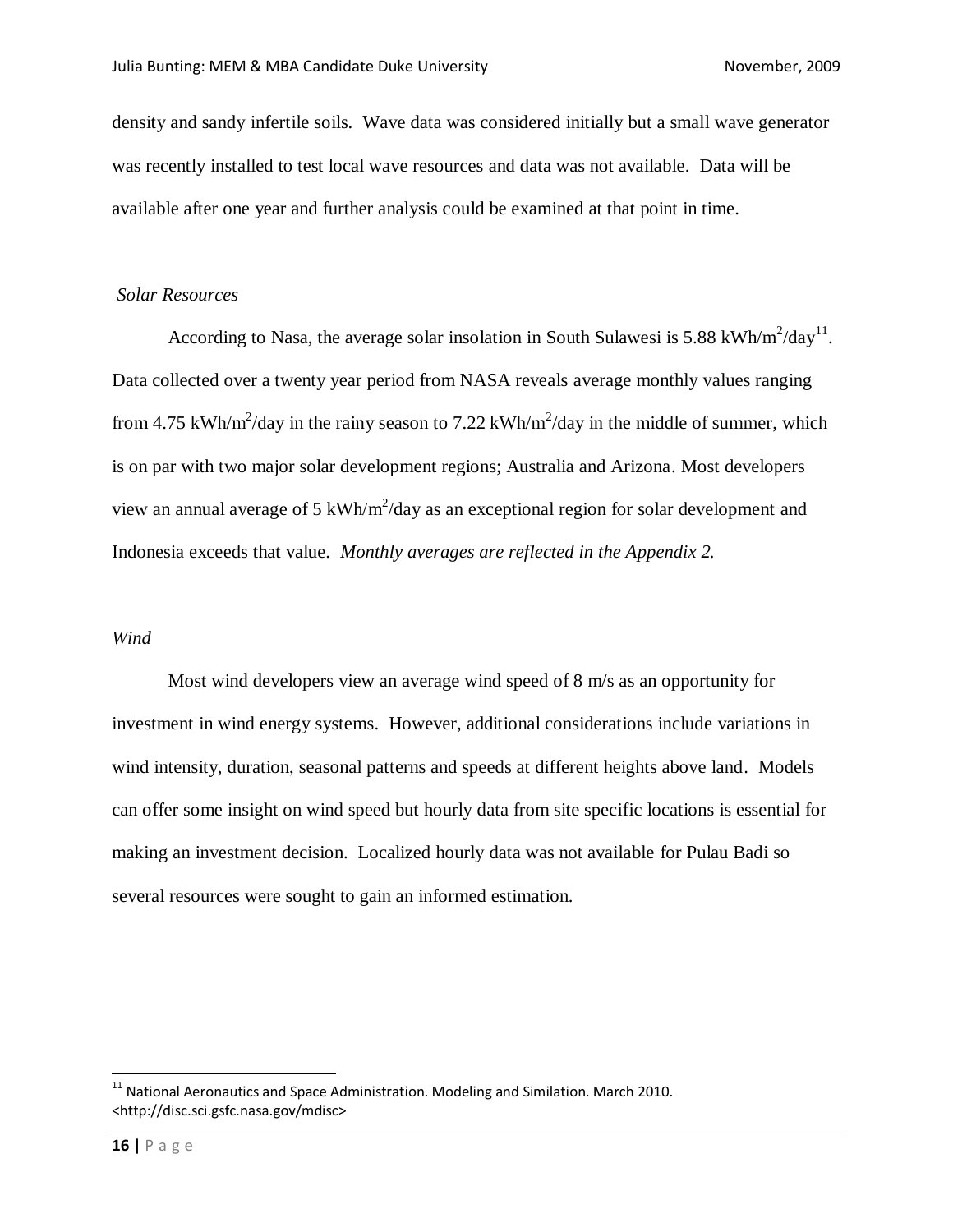density and sandy infertile soils. Wave data was considered initially but a small wave generator was recently installed to test local wave resources and data was not available. Data will be available after one year and further analysis could be examined at that point in time.

### *Solar Resources*

According to Nasa, the average solar insolation in South Sulawesi is 5.88 kWh/m$^2$/day[11]. Data collected over a twenty year period from NASA reveals average monthly values ranging from 4.75 kWh/m$^2$/day in the rainy season to 7.22 kWh/m$^2$/day in the middle of summer, which is on par with two major solar development regions; Australia and Arizona. Most developers view an annual average of 5 kWh/m$^2$/day as an exceptional region for solar development and Indonesia exceeds that value. *Monthly averages are reflected in the Appendix 2.*

### *Wind*

Most wind developers view an average wind speed of 8 m/s as an opportunity for investment in wind energy systems. However, additional considerations include variations in wind intensity, duration, seasonal patterns and speeds at different heights above land. Models can offer some insight on wind speed but hourly data from site specific locations is essential for making an investment decision. Localized hourly data was not available for Pulau Badi so several resources were sought to gain an informed estimation.

---

[11] National Aeronautics and Space Administration. Modeling and Similation. March 2010. <http://disc.sci.gsfc.nasa.gov/mdisc>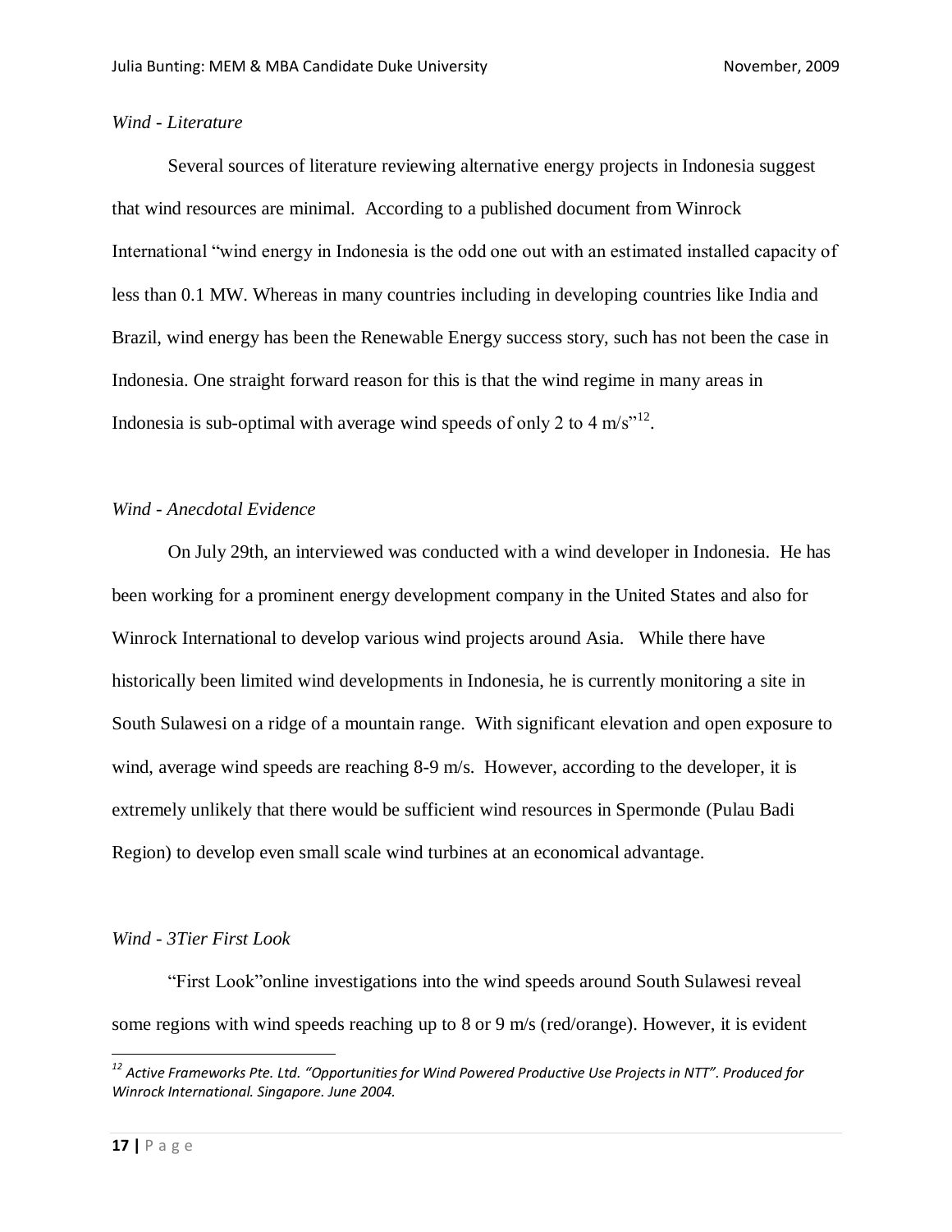*Wind - Literature*

Several sources of literature reviewing alternative energy projects in Indonesia suggest that wind resources are minimal. According to a published document from Winrock International "wind energy in Indonesia is the odd one out with an estimated installed capacity of less than 0.1 MW. Whereas in many countries including in developing countries like India and Brazil, wind energy has been the Renewable Energy success story, such has not been the case in Indonesia. One straight forward reason for this is that the wind regime in many areas in Indonesia is sub-optimal with average wind speeds of only 2 to 4 m/s"[12].

*Wind - Anecdotal Evidence*

On July 29th, an interviewed was conducted with a wind developer in Indonesia. He has been working for a prominent energy development company in the United States and also for Winrock International to develop various wind projects around Asia. While there have historically been limited wind developments in Indonesia, he is currently monitoring a site in South Sulawesi on a ridge of a mountain range. With significant elevation and open exposure to wind, average wind speeds are reaching 8-9 m/s. However, according to the developer, it is extremely unlikely that there would be sufficient wind resources in Spermonde (Pulau Badi Region) to develop even small scale wind turbines at an economical advantage.

*Wind - 3Tier First Look*

"First Look"online investigations into the wind speeds around South Sulawesi reveal some regions with wind speeds reaching up to 8 or 9 m/s (red/orange). However, it is evident

---

[12] *Active Frameworks Pte. Ltd. "Opportunities for Wind Powered Productive Use Projects in NTT". Produced for Winrock International. Singapore. June 2004.*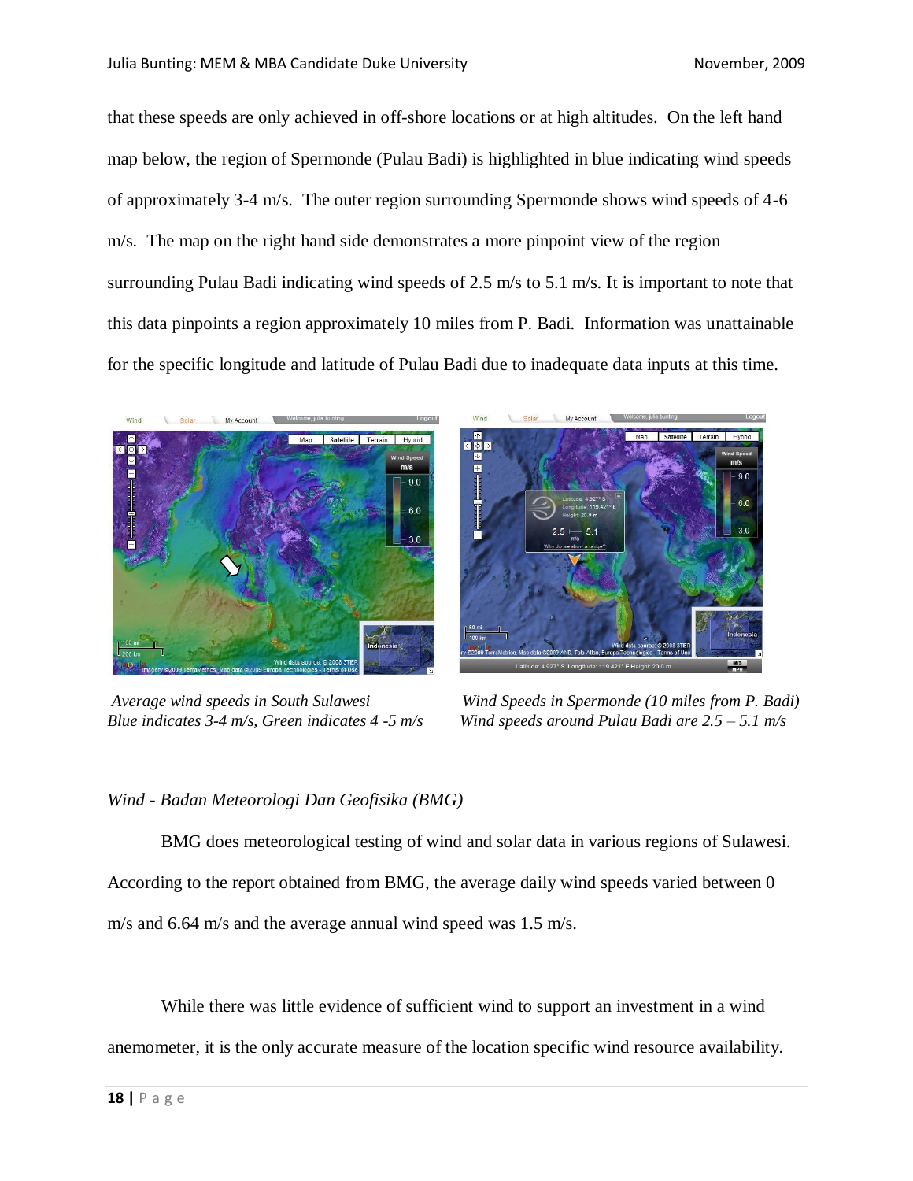that these speeds are only achieved in off-shore locations or at high altitudes. On the left hand map below, the region of Spermonde (Pulau Badi) is highlighted in blue indicating wind speeds of approximately 3-4 m/s. The outer region surrounding Spermonde shows wind speeds of 4-6 m/s. The map on the right hand side demonstrates a more pinpoint view of the region surrounding Pulau Badi indicating wind speeds of 2.5 m/s to 5.1 m/s. It is important to note that this data pinpoints a region approximately 10 miles from P. Badi. Information was unattainable for the specific longitude and latitude of Pulau Badi due to inadequate data inputs at this time.

*Average wind speeds in South Sulawesi*
*Blue indicates 3-4 m/s, Green indicates 4 -5 m/s*

*Wind Speeds in Spermonde (10 miles from P. Badi)*
*Wind speeds around Pulau Badi are 2.5 – 5.1 m/s*

*Wind - Badan Meteorologi Dan Geofisika (BMG)*

BMG does meteorological testing of wind and solar data in various regions of Sulawesi. According to the report obtained from BMG, the average daily wind speeds varied between 0 m/s and 6.64 m/s and the average annual wind speed was 1.5 m/s.

While there was little evidence of sufficient wind to support an investment in a wind anemometer, it is the only accurate measure of the location specific wind resource availability.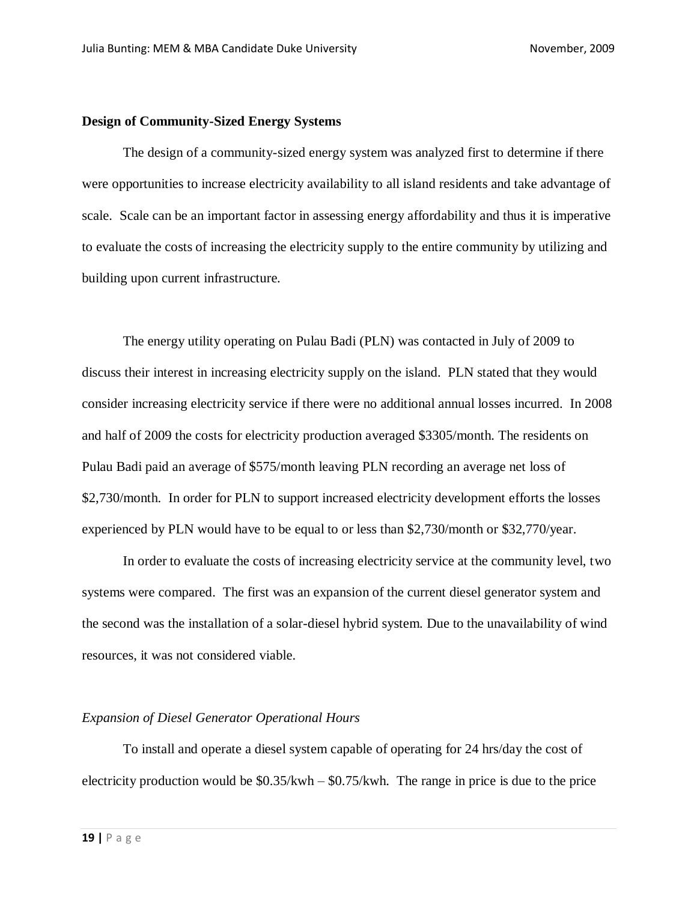**Design of Community-Sized Energy Systems**

The design of a community-sized energy system was analyzed first to determine if there were opportunities to increase electricity availability to all island residents and take advantage of scale. Scale can be an important factor in assessing energy affordability and thus it is imperative to evaluate the costs of increasing the electricity supply to the entire community by utilizing and building upon current infrastructure.

The energy utility operating on Pulau Badi (PLN) was contacted in July of 2009 to discuss their interest in increasing electricity supply on the island. PLN stated that they would consider increasing electricity service if there were no additional annual losses incurred. In 2008 and half of 2009 the costs for electricity production averaged $3305/month. The residents on Pulau Badi paid an average of $575/month leaving PLN recording an average net loss of $2,730/month. In order for PLN to support increased electricity development efforts the losses experienced by PLN would have to be equal to or less than $2,730/month or $32,770/year.

In order to evaluate the costs of increasing electricity service at the community level, two systems were compared. The first was an expansion of the current diesel generator system and the second was the installation of a solar-diesel hybrid system. Due to the unavailability of wind resources, it was not considered viable.

*Expansion of Diesel Generator Operational Hours*

To install and operate a diesel system capable of operating for 24 hrs/day the cost of electricity production would be $0.35/kwh – $0.75/kwh. The range in price is due to the price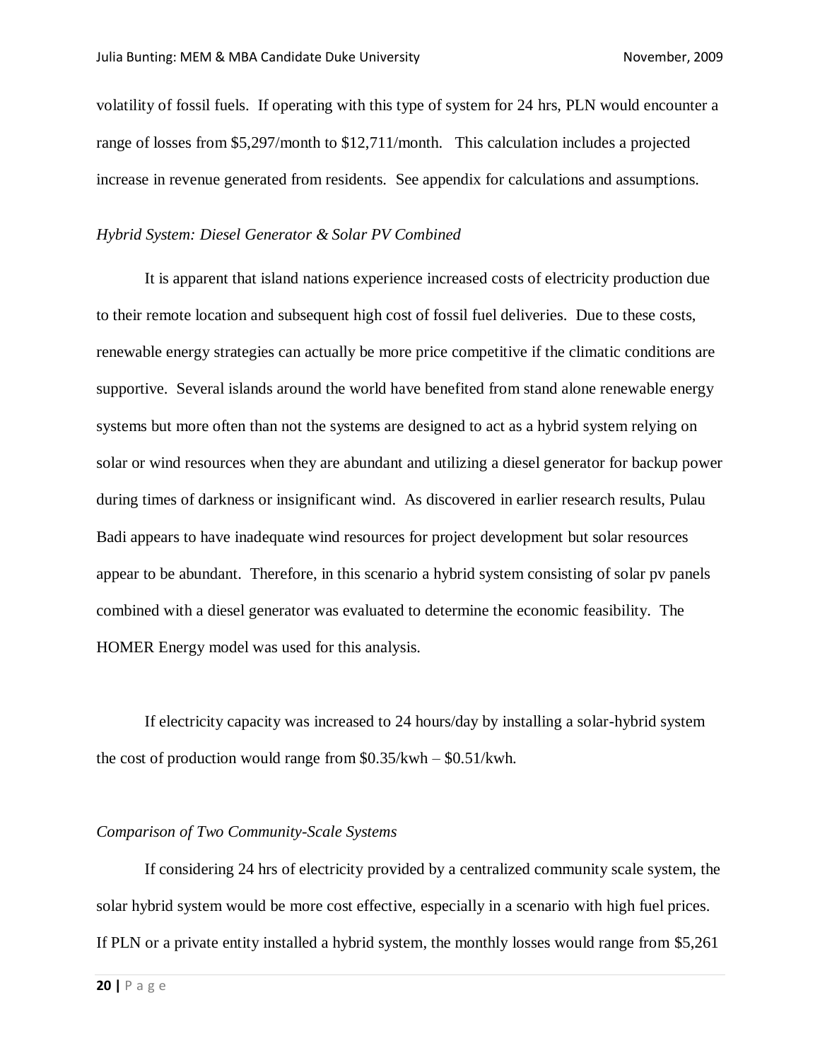volatility of fossil fuels. If operating with this type of system for 24 hrs, PLN would encounter a range of losses from $5,297/month to $12,711/month. This calculation includes a projected increase in revenue generated from residents. See appendix for calculations and assumptions.

*Hybrid System: Diesel Generator & Solar PV Combined*

It is apparent that island nations experience increased costs of electricity production due to their remote location and subsequent high cost of fossil fuel deliveries. Due to these costs, renewable energy strategies can actually be more price competitive if the climatic conditions are supportive. Several islands around the world have benefited from stand alone renewable energy systems but more often than not the systems are designed to act as a hybrid system relying on solar or wind resources when they are abundant and utilizing a diesel generator for backup power during times of darkness or insignificant wind. As discovered in earlier research results, Pulau Badi appears to have inadequate wind resources for project development but solar resources appear to be abundant. Therefore, in this scenario a hybrid system consisting of solar pv panels combined with a diesel generator was evaluated to determine the economic feasibility. The HOMER Energy model was used for this analysis.

If electricity capacity was increased to 24 hours/day by installing a solar-hybrid system the cost of production would range from $0.35/kwh – $0.51/kwh.

*Comparison of Two Community-Scale Systems*

If considering 24 hrs of electricity provided by a centralized community scale system, the solar hybrid system would be more cost effective, especially in a scenario with high fuel prices. If PLN or a private entity installed a hybrid system, the monthly losses would range from $5,261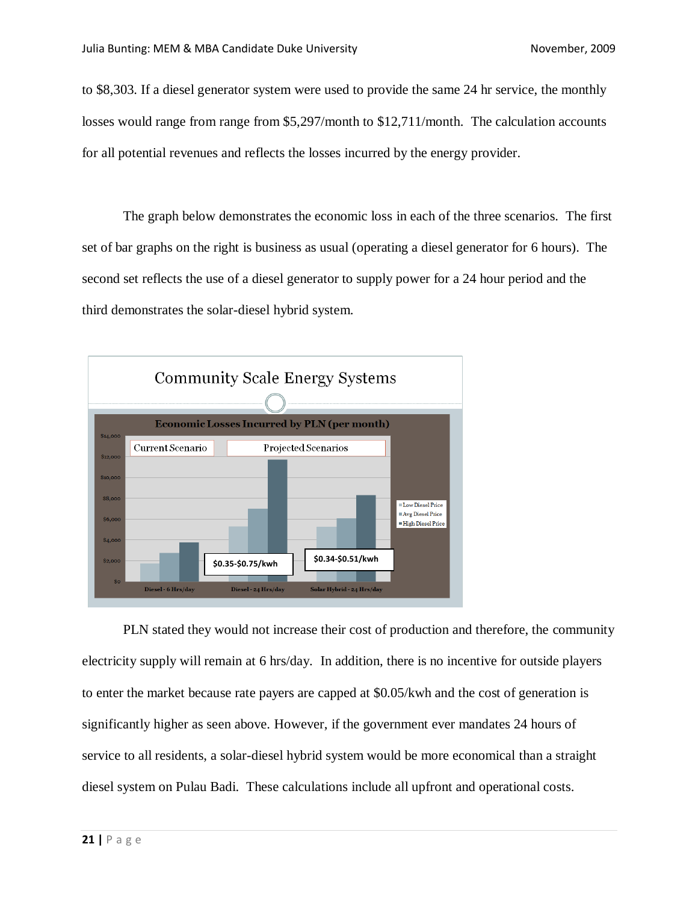to $8,303. If a diesel generator system were used to provide the same 24 hr service, the monthly losses would range from range from $5,297/month to $12,711/month. The calculation accounts for all potential revenues and reflects the losses incurred by the energy provider.

The graph below demonstrates the economic loss in each of the three scenarios. The first set of bar graphs on the right is business as usual (operating a diesel generator for 6 hours). The second set reflects the use of a diesel generator to supply power for a 24 hour period and the third demonstrates the solar-diesel hybrid system.

Community Scale Energy Systems

Economic Losses Incurred by PLN (per month)

Current Scenario | Projected Scenarios

$0.35-$0.75/kwh | $0.34-$0.51/kwh

Diesel - 6 Hrs/day | Diesel - 24 Hrs/day | Solar Hybrid - 24 Hrs/day

Low Diesel Price | Avg Diesel Price | High Diesel Price

PLN stated they would not increase their cost of production and therefore, the community electricity supply will remain at 6 hrs/day. In addition, there is no incentive for outside players to enter the market because rate payers are capped at $0.05/kwh and the cost of generation is significantly higher as seen above. However, if the government ever mandates 24 hours of service to all residents, a solar-diesel hybrid system would be more economical than a straight diesel system on Pulau Badi. These calculations include all upfront and operational costs.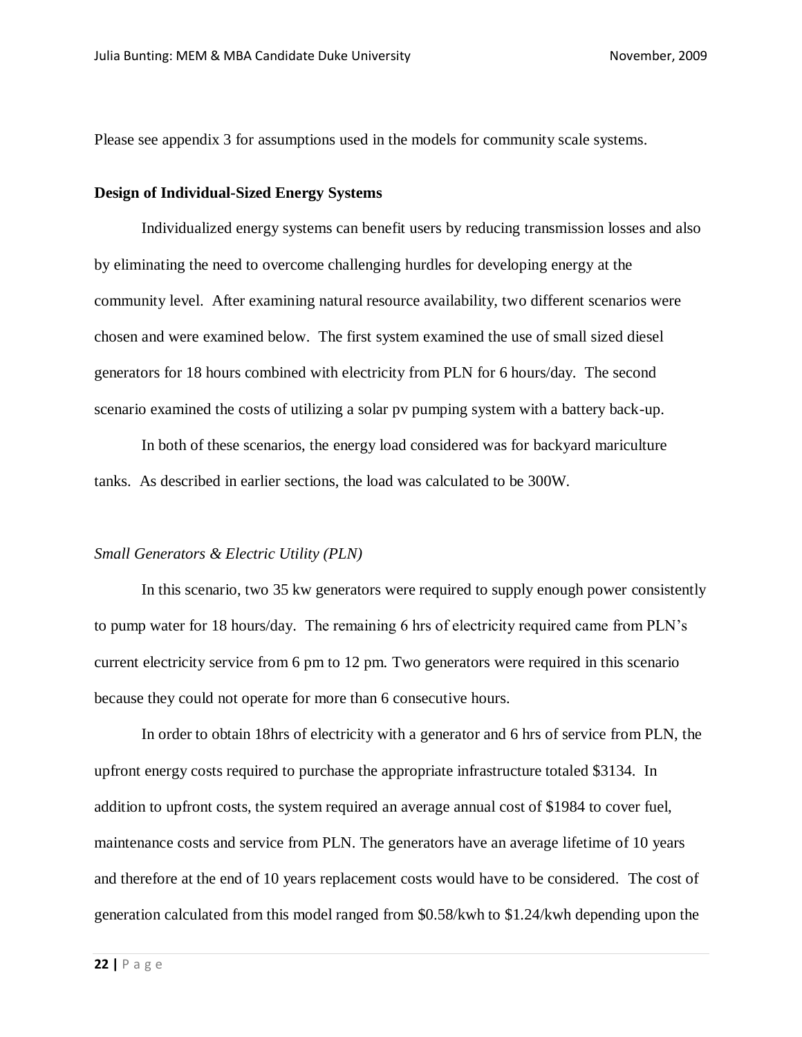Please see appendix 3 for assumptions used in the models for community scale systems.

**Design of Individual-Sized Energy Systems**

Individualized energy systems can benefit users by reducing transmission losses and also by eliminating the need to overcome challenging hurdles for developing energy at the community level. After examining natural resource availability, two different scenarios were chosen and were examined below. The first system examined the use of small sized diesel generators for 18 hours combined with electricity from PLN for 6 hours/day. The second scenario examined the costs of utilizing a solar pv pumping system with a battery back-up.

In both of these scenarios, the energy load considered was for backyard mariculture tanks. As described in earlier sections, the load was calculated to be 300W.

*Small Generators & Electric Utility (PLN)*

In this scenario, two 35 kw generators were required to supply enough power consistently to pump water for 18 hours/day. The remaining 6 hrs of electricity required came from PLN's current electricity service from 6 pm to 12 pm. Two generators were required in this scenario because they could not operate for more than 6 consecutive hours.

In order to obtain 18hrs of electricity with a generator and 6 hrs of service from PLN, the upfront energy costs required to purchase the appropriate infrastructure totaled $3134. In addition to upfront costs, the system required an average annual cost of $1984 to cover fuel, maintenance costs and service from PLN. The generators have an average lifetime of 10 years and therefore at the end of 10 years replacement costs would have to be considered. The cost of generation calculated from this model ranged from $0.58/kwh to $1.24/kwh depending upon the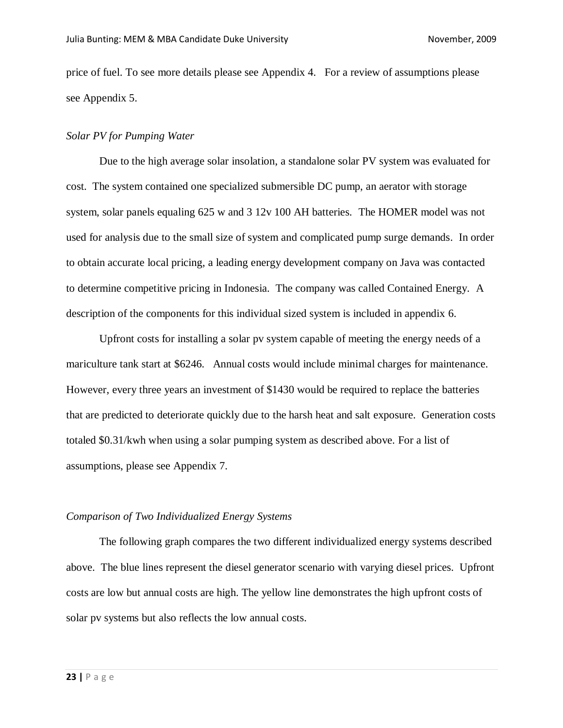price of fuel. To see more details please see Appendix 4. For a review of assumptions please see Appendix 5.

*Solar PV for Pumping Water*

Due to the high average solar insolation, a standalone solar PV system was evaluated for cost. The system contained one specialized submersible DC pump, an aerator with storage system, solar panels equaling 625 w and 3 12v 100 AH batteries. The HOMER model was not used for analysis due to the small size of system and complicated pump surge demands. In order to obtain accurate local pricing, a leading energy development company on Java was contacted to determine competitive pricing in Indonesia. The company was called Contained Energy. A description of the components for this individual sized system is included in appendix 6.

Upfront costs for installing a solar pv system capable of meeting the energy needs of a mariculture tank start at $6246. Annual costs would include minimal charges for maintenance. However, every three years an investment of $1430 would be required to replace the batteries that are predicted to deteriorate quickly due to the harsh heat and salt exposure. Generation costs totaled $0.31/kwh when using a solar pumping system as described above. For a list of assumptions, please see Appendix 7.

*Comparison of Two Individualized Energy Systems*

The following graph compares the two different individualized energy systems described above. The blue lines represent the diesel generator scenario with varying diesel prices. Upfront costs are low but annual costs are high. The yellow line demonstrates the high upfront costs of solar pv systems but also reflects the low annual costs.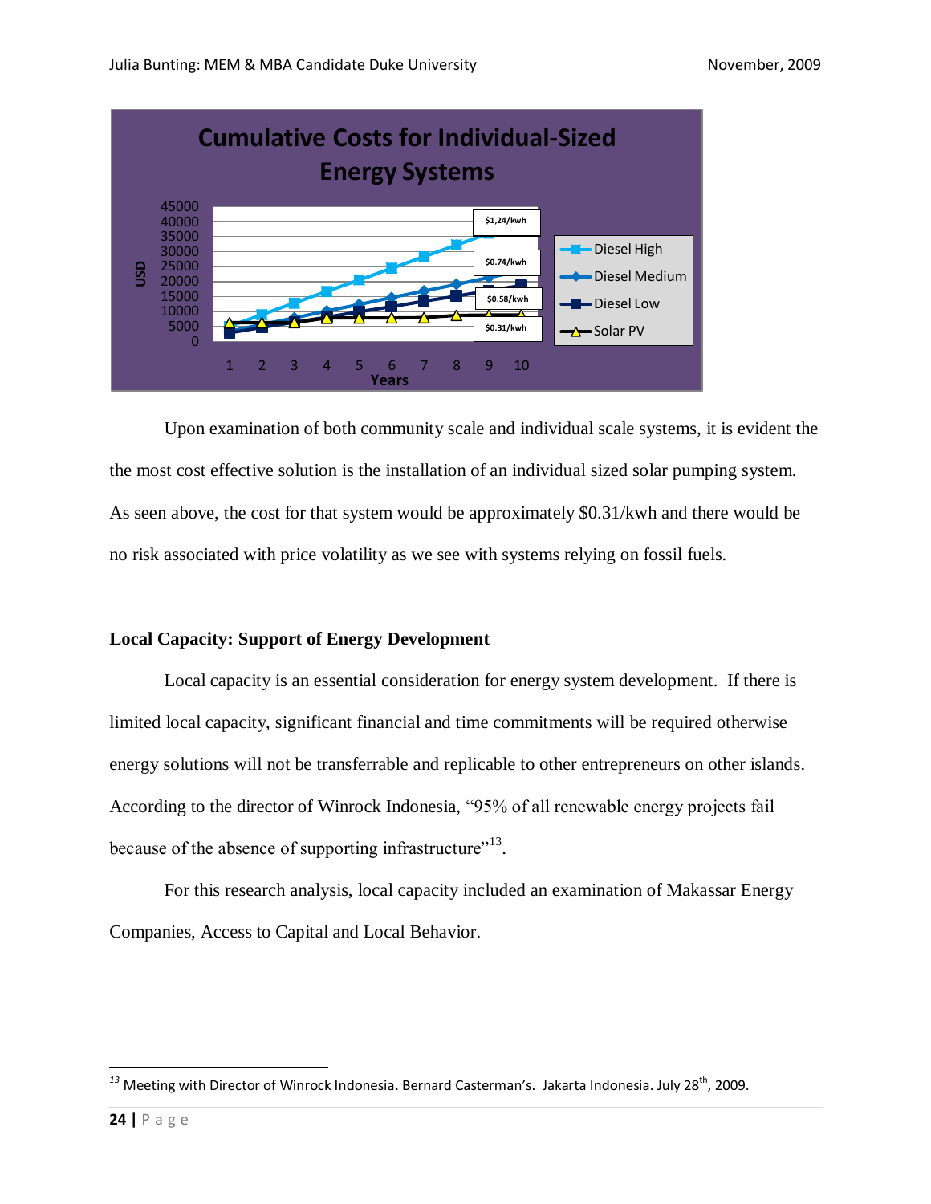Upon examination of both community scale and individual scale systems, it is evident the the most cost effective solution is the installation of an individual sized solar pumping system. As seen above, the cost for that system would be approximately $0.31/kwh and there would be no risk associated with price volatility as we see with systems relying on fossil fuels.

## Local Capacity: Support of Energy Development

Local capacity is an essential consideration for energy system development. If there is limited local capacity, significant financial and time commitments will be required otherwise energy solutions will not be transferrable and replicable to other entrepreneurs on other islands. According to the director of Winrock Indonesia, "95% of all renewable energy projects fail because of the absence of supporting infrastructure"[13].

For this research analysis, local capacity included an examination of Makassar Energy Companies, Access to Capital and Local Behavior.

---

[13] Meeting with Director of Winrock Indonesia. Bernard Casterman's. Jakarta Indonesia. July 28th, 2009.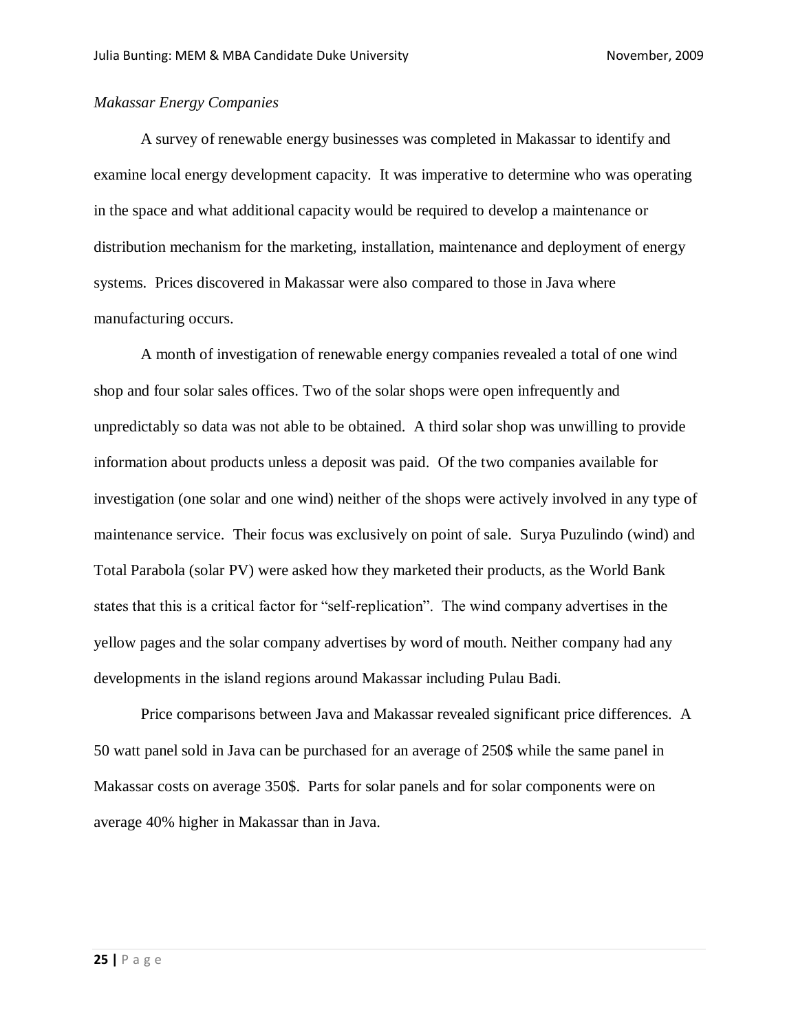*Makassar Energy Companies*

A survey of renewable energy businesses was completed in Makassar to identify and examine local energy development capacity. It was imperative to determine who was operating in the space and what additional capacity would be required to develop a maintenance or distribution mechanism for the marketing, installation, maintenance and deployment of energy systems. Prices discovered in Makassar were also compared to those in Java where manufacturing occurs.

A month of investigation of renewable energy companies revealed a total of one wind shop and four solar sales offices. Two of the solar shops were open infrequently and unpredictably so data was not able to be obtained. A third solar shop was unwilling to provide information about products unless a deposit was paid. Of the two companies available for investigation (one solar and one wind) neither of the shops were actively involved in any type of maintenance service. Their focus was exclusively on point of sale. Surya Puzulindo (wind) and Total Parabola (solar PV) were asked how they marketed their products, as the World Bank states that this is a critical factor for "self-replication". The wind company advertises in the yellow pages and the solar company advertises by word of mouth. Neither company had any developments in the island regions around Makassar including Pulau Badi.

Price comparisons between Java and Makassar revealed significant price differences. A 50 watt panel sold in Java can be purchased for an average of 250$ while the same panel in Makassar costs on average 350$. Parts for solar panels and for solar components were on average 40% higher in Makassar than in Java.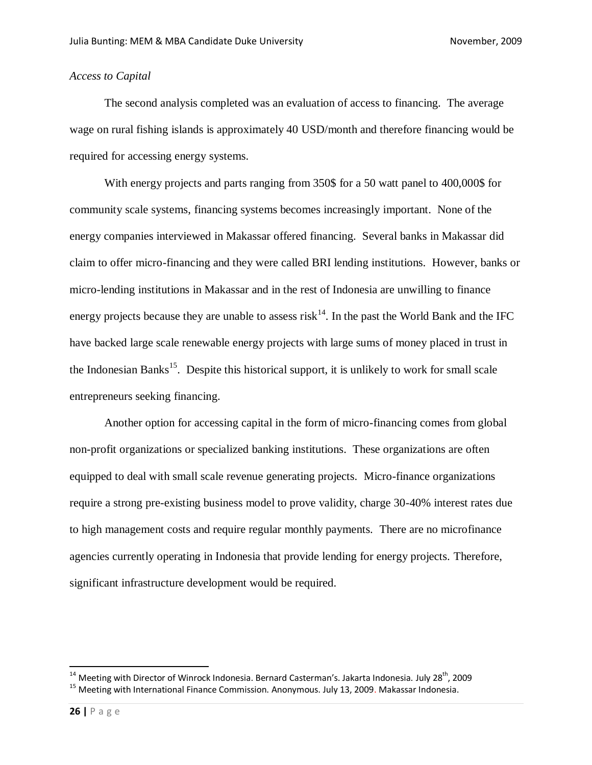*Access to Capital*

The second analysis completed was an evaluation of access to financing. The average wage on rural fishing islands is approximately 40 USD/month and therefore financing would be required for accessing energy systems.

With energy projects and parts ranging from 350$ for a 50 watt panel to 400,000$ for community scale systems, financing systems becomes increasingly important. None of the energy companies interviewed in Makassar offered financing. Several banks in Makassar did claim to offer micro-financing and they were called BRI lending institutions. However, banks or micro-lending institutions in Makassar and in the rest of Indonesia are unwilling to finance energy projects because they are unable to assess risk[14]. In the past the World Bank and the IFC have backed large scale renewable energy projects with large sums of money placed in trust in the Indonesian Banks[15]. Despite this historical support, it is unlikely to work for small scale entrepreneurs seeking financing.

Another option for accessing capital in the form of micro-financing comes from global non-profit organizations or specialized banking institutions. These organizations are often equipped to deal with small scale revenue generating projects. Micro-finance organizations require a strong pre-existing business model to prove validity, charge 30-40% interest rates due to high management costs and require regular monthly payments. There are no microfinance agencies currently operating in Indonesia that provide lending for energy projects. Therefore, significant infrastructure development would be required.

---

[14] Meeting with Director of Winrock Indonesia. Bernard Casterman's. Jakarta Indonesia. July 28th, 2009

[15] Meeting with International Finance Commission. Anonymous. July 13, 2009. Makassar Indonesia.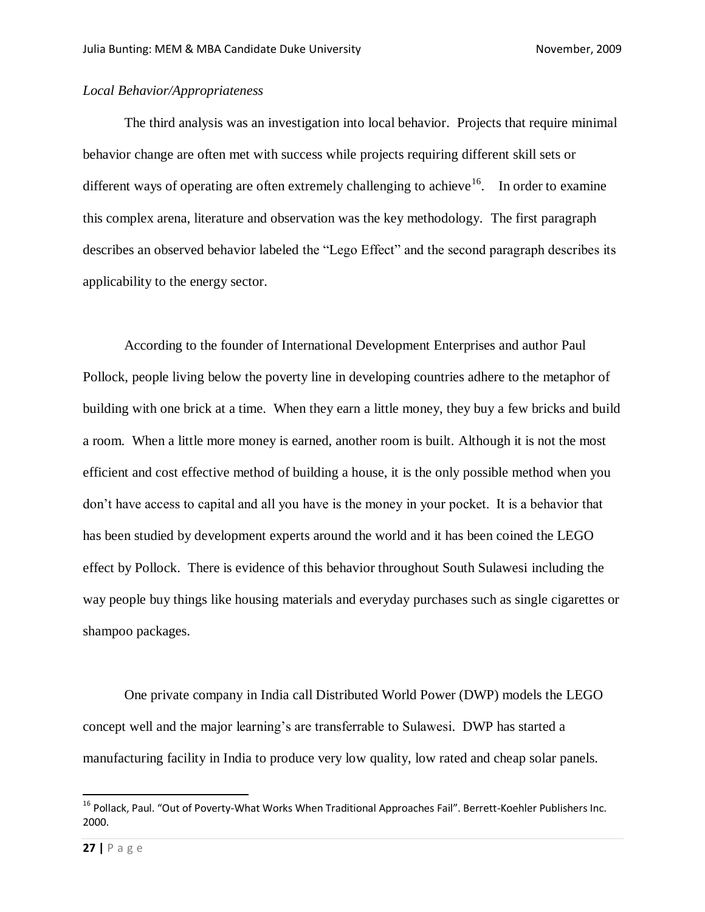*Local Behavior/Appropriateness*

The third analysis was an investigation into local behavior. Projects that require minimal behavior change are often met with success while projects requiring different skill sets or different ways of operating are often extremely challenging to achieve[16]. In order to examine this complex arena, literature and observation was the key methodology. The first paragraph describes an observed behavior labeled the "Lego Effect" and the second paragraph describes its applicability to the energy sector.

According to the founder of International Development Enterprises and author Paul Pollock, people living below the poverty line in developing countries adhere to the metaphor of building with one brick at a time. When they earn a little money, they buy a few bricks and build a room. When a little more money is earned, another room is built. Although it is not the most efficient and cost effective method of building a house, it is the only possible method when you don't have access to capital and all you have is the money in your pocket. It is a behavior that has been studied by development experts around the world and it has been coined the LEGO effect by Pollock. There is evidence of this behavior throughout South Sulawesi including the way people buy things like housing materials and everyday purchases such as single cigarettes or shampoo packages.

One private company in India call Distributed World Power (DWP) models the LEGO concept well and the major learning's are transferrable to Sulawesi. DWP has started a manufacturing facility in India to produce very low quality, low rated and cheap solar panels.

---

[16] Pollack, Paul. "Out of Poverty-What Works When Traditional Approaches Fail". Berrett-Koehler Publishers Inc. 2000.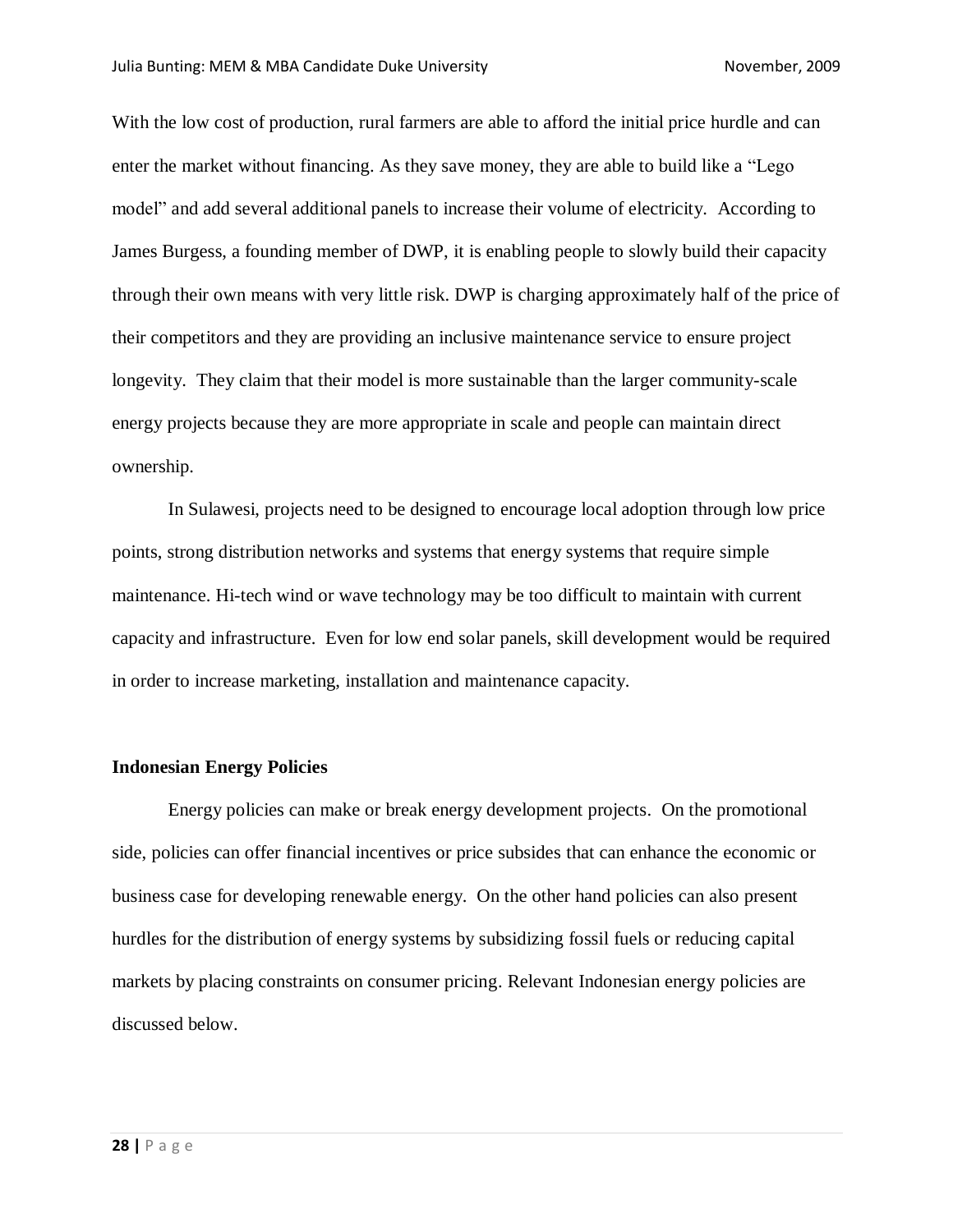With the low cost of production, rural farmers are able to afford the initial price hurdle and can enter the market without financing. As they save money, they are able to build like a "Lego model" and add several additional panels to increase their volume of electricity. According to James Burgess, a founding member of DWP, it is enabling people to slowly build their capacity through their own means with very little risk. DWP is charging approximately half of the price of their competitors and they are providing an inclusive maintenance service to ensure project longevity. They claim that their model is more sustainable than the larger community-scale energy projects because they are more appropriate in scale and people can maintain direct ownership.

In Sulawesi, projects need to be designed to encourage local adoption through low price points, strong distribution networks and systems that energy systems that require simple maintenance. Hi-tech wind or wave technology may be too difficult to maintain with current capacity and infrastructure. Even for low end solar panels, skill development would be required in order to increase marketing, installation and maintenance capacity.

**Indonesian Energy Policies**

Energy policies can make or break energy development projects. On the promotional side, policies can offer financial incentives or price subsides that can enhance the economic or business case for developing renewable energy. On the other hand policies can also present hurdles for the distribution of energy systems by subsidizing fossil fuels or reducing capital markets by placing constraints on consumer pricing. Relevant Indonesian energy policies are discussed below.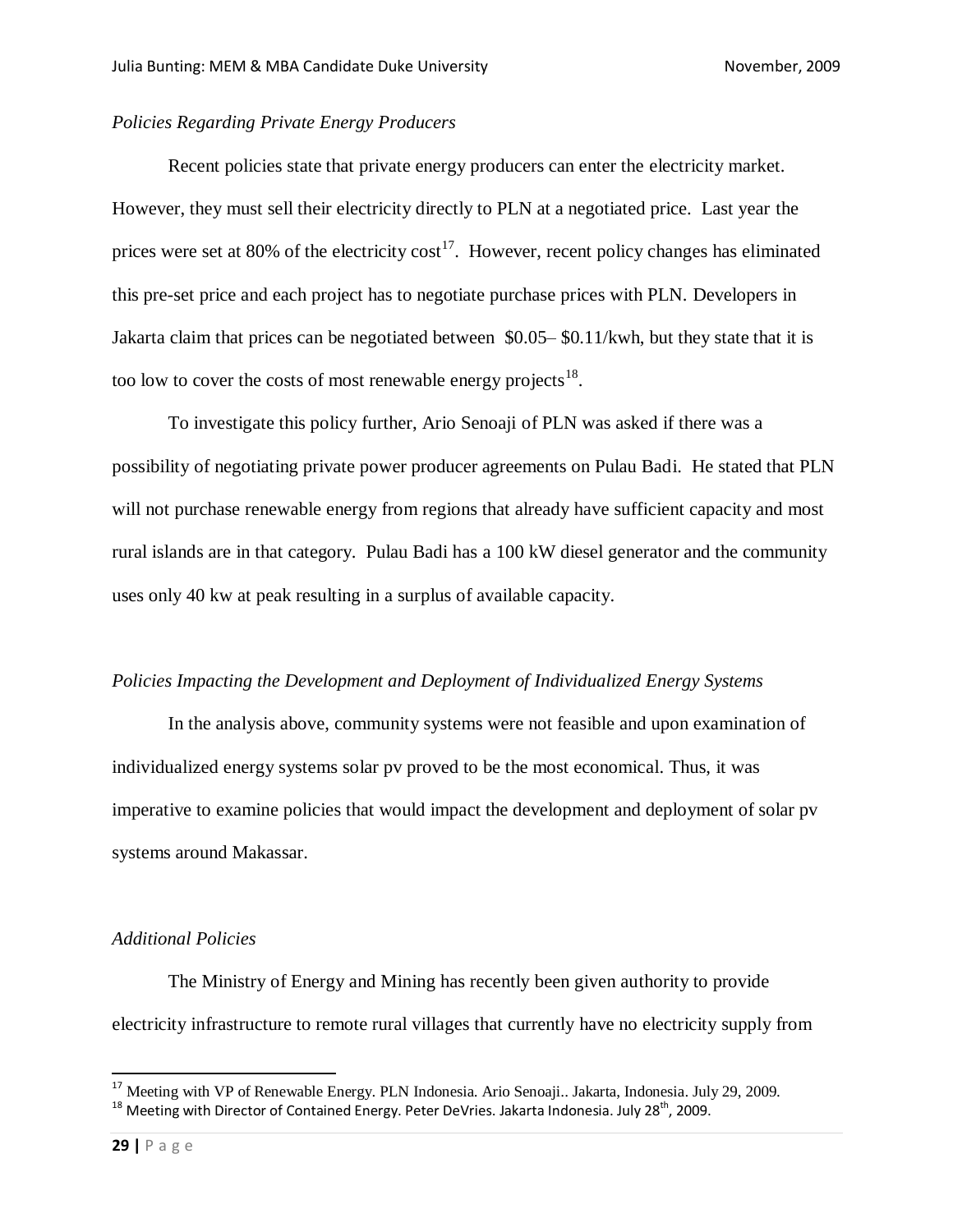*Policies Regarding Private Energy Producers*

Recent policies state that private energy producers can enter the electricity market. However, they must sell their electricity directly to PLN at a negotiated price. Last year the prices were set at 80% of the electricity cost[17]. However, recent policy changes has eliminated this pre-set price and each project has to negotiate purchase prices with PLN. Developers in Jakarta claim that prices can be negotiated between $0.05– $0.11/kwh, but they state that it is too low to cover the costs of most renewable energy projects[18].

To investigate this policy further, Ario Senoaji of PLN was asked if there was a possibility of negotiating private power producer agreements on Pulau Badi. He stated that PLN will not purchase renewable energy from regions that already have sufficient capacity and most rural islands are in that category. Pulau Badi has a 100 kW diesel generator and the community uses only 40 kw at peak resulting in a surplus of available capacity.

*Policies Impacting the Development and Deployment of Individualized Energy Systems*

In the analysis above, community systems were not feasible and upon examination of individualized energy systems solar pv proved to be the most economical. Thus, it was imperative to examine policies that would impact the development and deployment of solar pv systems around Makassar.

*Additional Policies*

The Ministry of Energy and Mining has recently been given authority to provide electricity infrastructure to remote rural villages that currently have no electricity supply from

---

[17] Meeting with VP of Renewable Energy. PLN Indonesia. Ario Senoaji.. Jakarta, Indonesia. July 29, 2009.

[18] Meeting with Director of Contained Energy. Peter DeVries. Jakarta Indonesia. July 28th, 2009.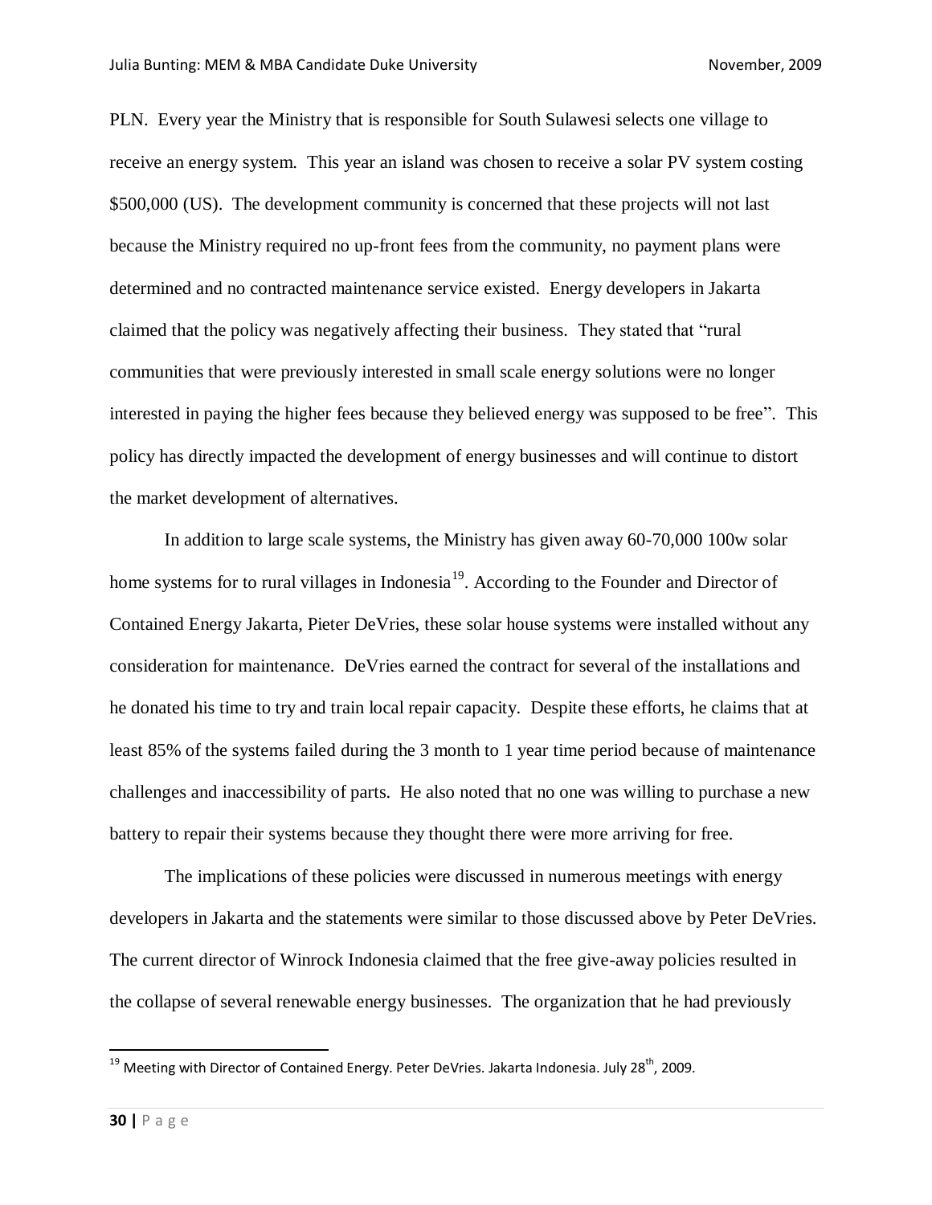PLN. Every year the Ministry that is responsible for South Sulawesi selects one village to receive an energy system. This year an island was chosen to receive a solar PV system costing $500,000 (US). The development community is concerned that these projects will not last because the Ministry required no up-front fees from the community, no payment plans were determined and no contracted maintenance service existed. Energy developers in Jakarta claimed that the policy was negatively affecting their business. They stated that "rural communities that were previously interested in small scale energy solutions were no longer interested in paying the higher fees because they believed energy was supposed to be free". This policy has directly impacted the development of energy businesses and will continue to distort the market development of alternatives.

In addition to large scale systems, the Ministry has given away 60-70,000 100w solar home systems for to rural villages in Indonesia[19]. According to the Founder and Director of Contained Energy Jakarta, Pieter DeVries, these solar house systems were installed without any consideration for maintenance. DeVries earned the contract for several of the installations and he donated his time to try and train local repair capacity. Despite these efforts, he claims that at least 85% of the systems failed during the 3 month to 1 year time period because of maintenance challenges and inaccessibility of parts. He also noted that no one was willing to purchase a new battery to repair their systems because they thought there were more arriving for free.

The implications of these policies were discussed in numerous meetings with energy developers in Jakarta and the statements were similar to those discussed above by Peter DeVries. The current director of Winrock Indonesia claimed that the free give-away policies resulted in the collapse of several renewable energy businesses. The organization that he had previously

---

[19] Meeting with Director of Contained Energy. Peter DeVries. Jakarta Indonesia. July 28th, 2009.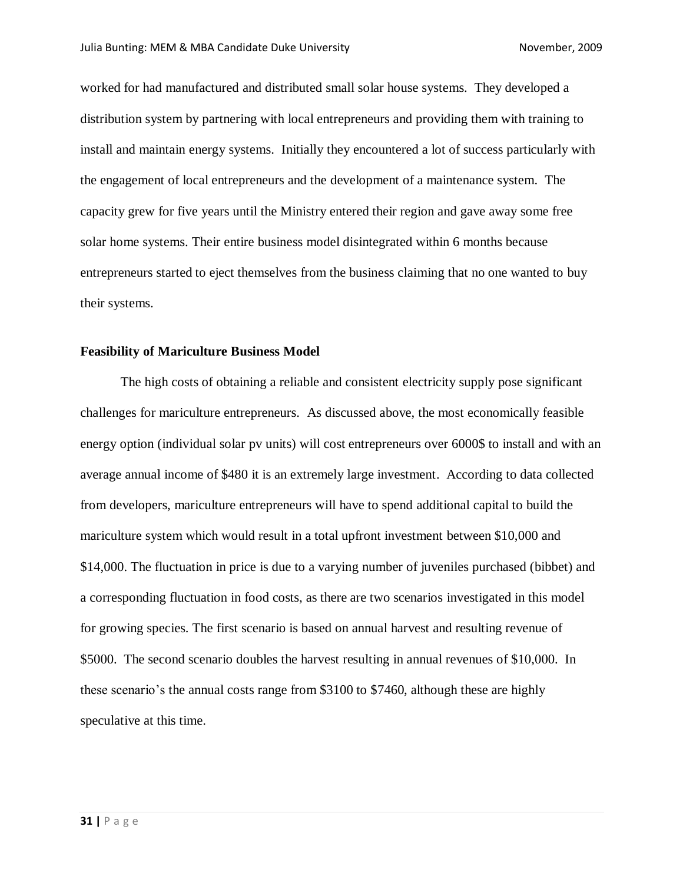worked for had manufactured and distributed small solar house systems. They developed a distribution system by partnering with local entrepreneurs and providing them with training to install and maintain energy systems. Initially they encountered a lot of success particularly with the engagement of local entrepreneurs and the development of a maintenance system. The capacity grew for five years until the Ministry entered their region and gave away some free solar home systems. Their entire business model disintegrated within 6 months because entrepreneurs started to eject themselves from the business claiming that no one wanted to buy their systems.

**Feasibility of Mariculture Business Model**

The high costs of obtaining a reliable and consistent electricity supply pose significant challenges for mariculture entrepreneurs. As discussed above, the most economically feasible energy option (individual solar pv units) will cost entrepreneurs over 6000$ to install and with an average annual income of $480 it is an extremely large investment. According to data collected from developers, mariculture entrepreneurs will have to spend additional capital to build the mariculture system which would result in a total upfront investment between $10,000 and $14,000. The fluctuation in price is due to a varying number of juveniles purchased (bibbet) and a corresponding fluctuation in food costs, as there are two scenarios investigated in this model for growing species. The first scenario is based on annual harvest and resulting revenue of $5000. The second scenario doubles the harvest resulting in annual revenues of $10,000. In these scenario's the annual costs range from $3100 to $7460, although these are highly speculative at this time.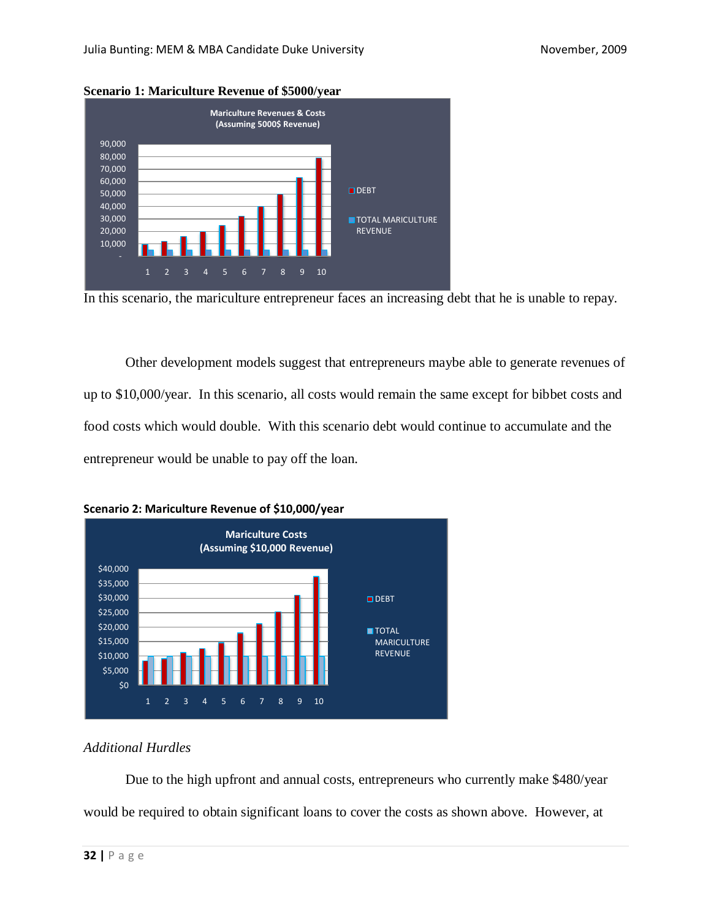**Scenario 1: Mariculture Revenue of $5000/year**

In this scenario, the mariculture entrepreneur faces an increasing debt that he is unable to repay.

Other development models suggest that entrepreneurs maybe able to generate revenues of up to $10,000/year. In this scenario, all costs would remain the same except for bibbet costs and food costs which would double. With this scenario debt would continue to accumulate and the entrepreneur would be unable to pay off the loan.

**Scenario 2: Mariculture Revenue of $10,000/year**

*Additional Hurdles*

Due to the high upfront and annual costs, entrepreneurs who currently make $480/year would be required to obtain significant loans to cover the costs as shown above. However, at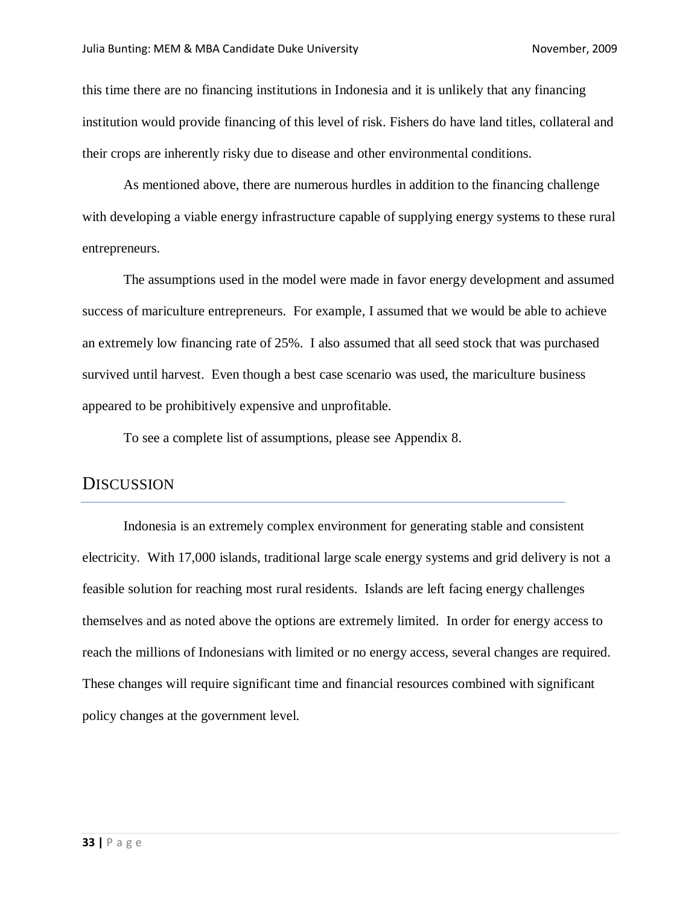this time there are no financing institutions in Indonesia and it is unlikely that any financing institution would provide financing of this level of risk. Fishers do have land titles, collateral and their crops are inherently risky due to disease and other environmental conditions.

As mentioned above, there are numerous hurdles in addition to the financing challenge with developing a viable energy infrastructure capable of supplying energy systems to these rural entrepreneurs.

The assumptions used in the model were made in favor energy development and assumed success of mariculture entrepreneurs. For example, I assumed that we would be able to achieve an extremely low financing rate of 25%. I also assumed that all seed stock that was purchased survived until harvest. Even though a best case scenario was used, the mariculture business appeared to be prohibitively expensive and unprofitable.

To see a complete list of assumptions, please see Appendix 8.

## Discussion

Indonesia is an extremely complex environment for generating stable and consistent electricity. With 17,000 islands, traditional large scale energy systems and grid delivery is not a feasible solution for reaching most rural residents. Islands are left facing energy challenges themselves and as noted above the options are extremely limited. In order for energy access to reach the millions of Indonesians with limited or no energy access, several changes are required. These changes will require significant time and financial resources combined with significant policy changes at the government level.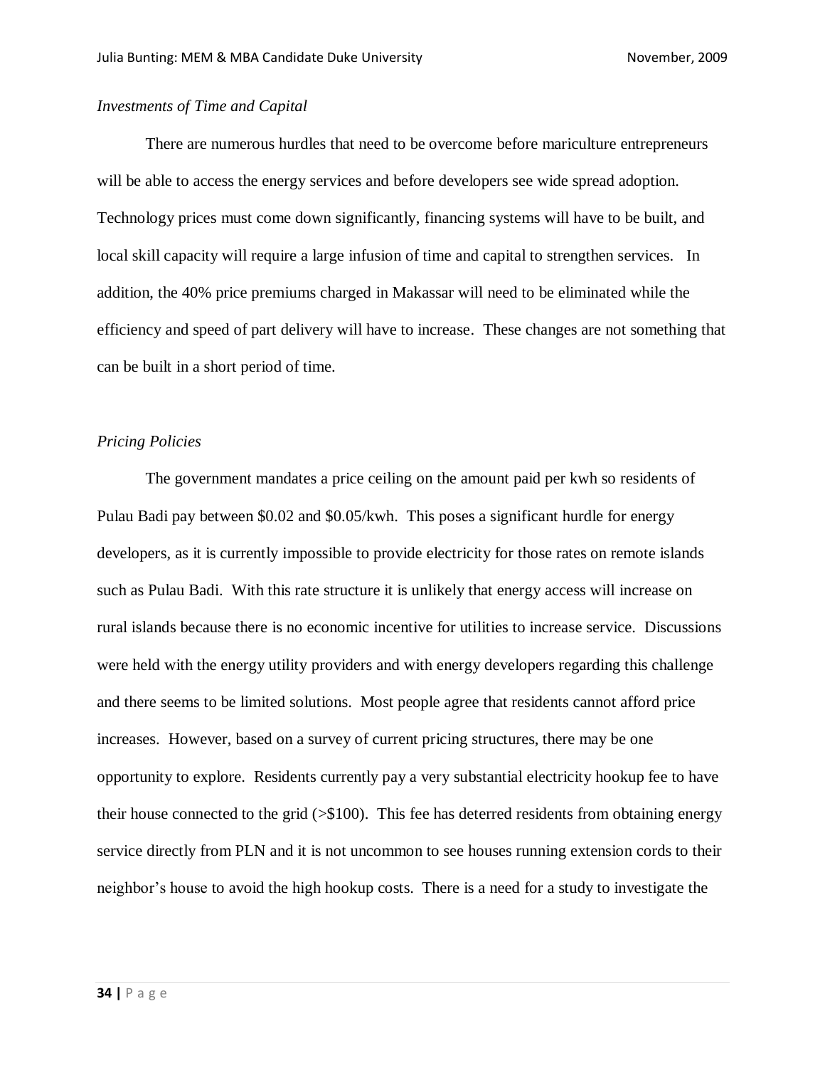*Investments of Time and Capital*

There are numerous hurdles that need to be overcome before mariculture entrepreneurs will be able to access the energy services and before developers see wide spread adoption. Technology prices must come down significantly, financing systems will have to be built, and local skill capacity will require a large infusion of time and capital to strengthen services. In addition, the 40% price premiums charged in Makassar will need to be eliminated while the efficiency and speed of part delivery will have to increase. These changes are not something that can be built in a short period of time.

*Pricing Policies*

The government mandates a price ceiling on the amount paid per kwh so residents of Pulau Badi pay between $0.02 and $0.05/kwh. This poses a significant hurdle for energy developers, as it is currently impossible to provide electricity for those rates on remote islands such as Pulau Badi. With this rate structure it is unlikely that energy access will increase on rural islands because there is no economic incentive for utilities to increase service. Discussions were held with the energy utility providers and with energy developers regarding this challenge and there seems to be limited solutions. Most people agree that residents cannot afford price increases. However, based on a survey of current pricing structures, there may be one opportunity to explore. Residents currently pay a very substantial electricity hookup fee to have their house connected to the grid (>$100). This fee has deterred residents from obtaining energy service directly from PLN and it is not uncommon to see houses running extension cords to their neighbor's house to avoid the high hookup costs. There is a need for a study to investigate the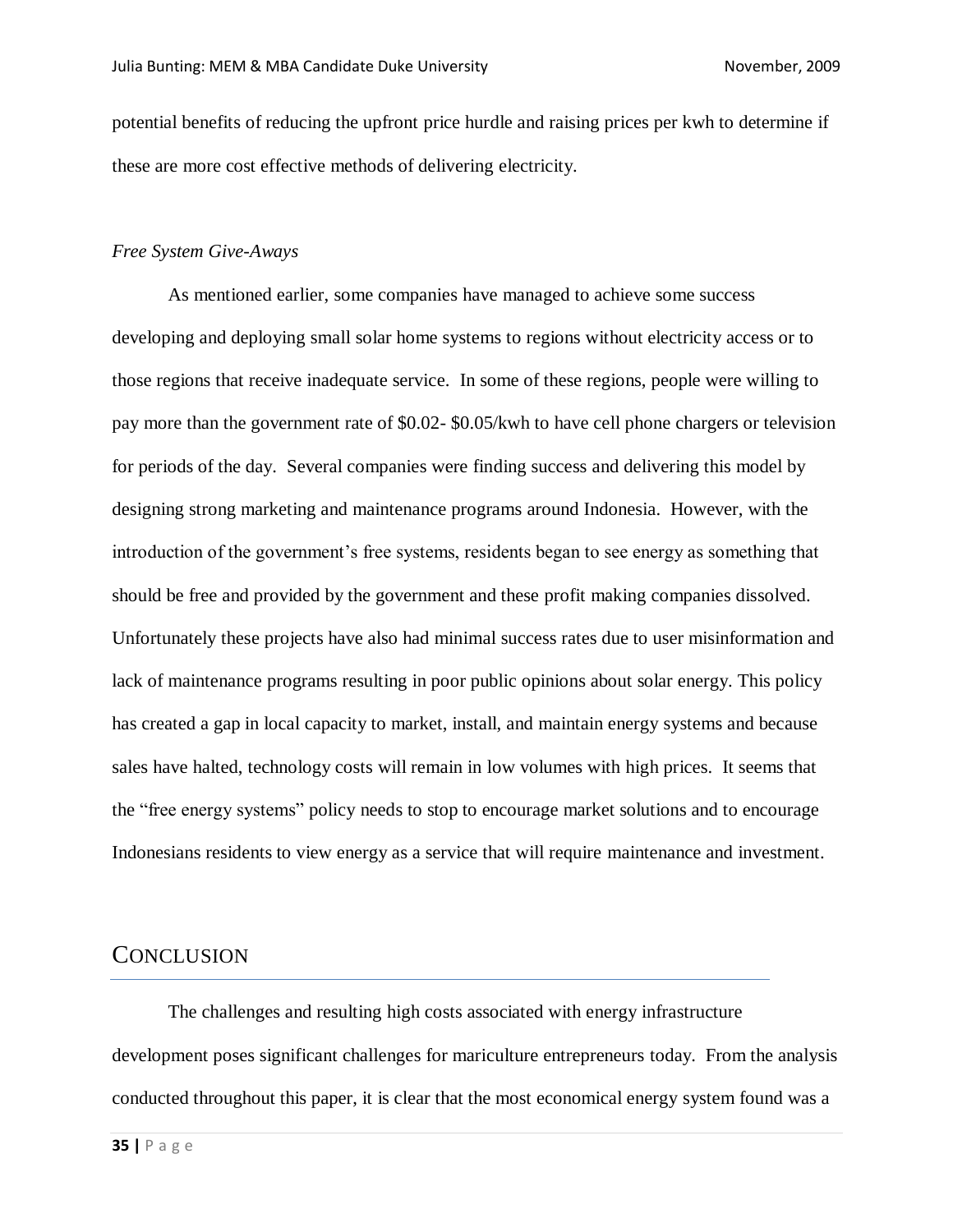potential benefits of reducing the upfront price hurdle and raising prices per kwh to determine if these are more cost effective methods of delivering electricity.

*Free System Give-Aways*

As mentioned earlier, some companies have managed to achieve some success developing and deploying small solar home systems to regions without electricity access or to those regions that receive inadequate service. In some of these regions, people were willing to pay more than the government rate of $0.02- $0.05/kwh to have cell phone chargers or television for periods of the day. Several companies were finding success and delivering this model by designing strong marketing and maintenance programs around Indonesia. However, with the introduction of the government's free systems, residents began to see energy as something that should be free and provided by the government and these profit making companies dissolved. Unfortunately these projects have also had minimal success rates due to user misinformation and lack of maintenance programs resulting in poor public opinions about solar energy. This policy has created a gap in local capacity to market, install, and maintain energy systems and because sales have halted, technology costs will remain in low volumes with high prices. It seems that the "free energy systems" policy needs to stop to encourage market solutions and to encourage Indonesians residents to view energy as a service that will require maintenance and investment.

# Conclusion

The challenges and resulting high costs associated with energy infrastructure development poses significant challenges for mariculture entrepreneurs today. From the analysis conducted throughout this paper, it is clear that the most economical energy system found was a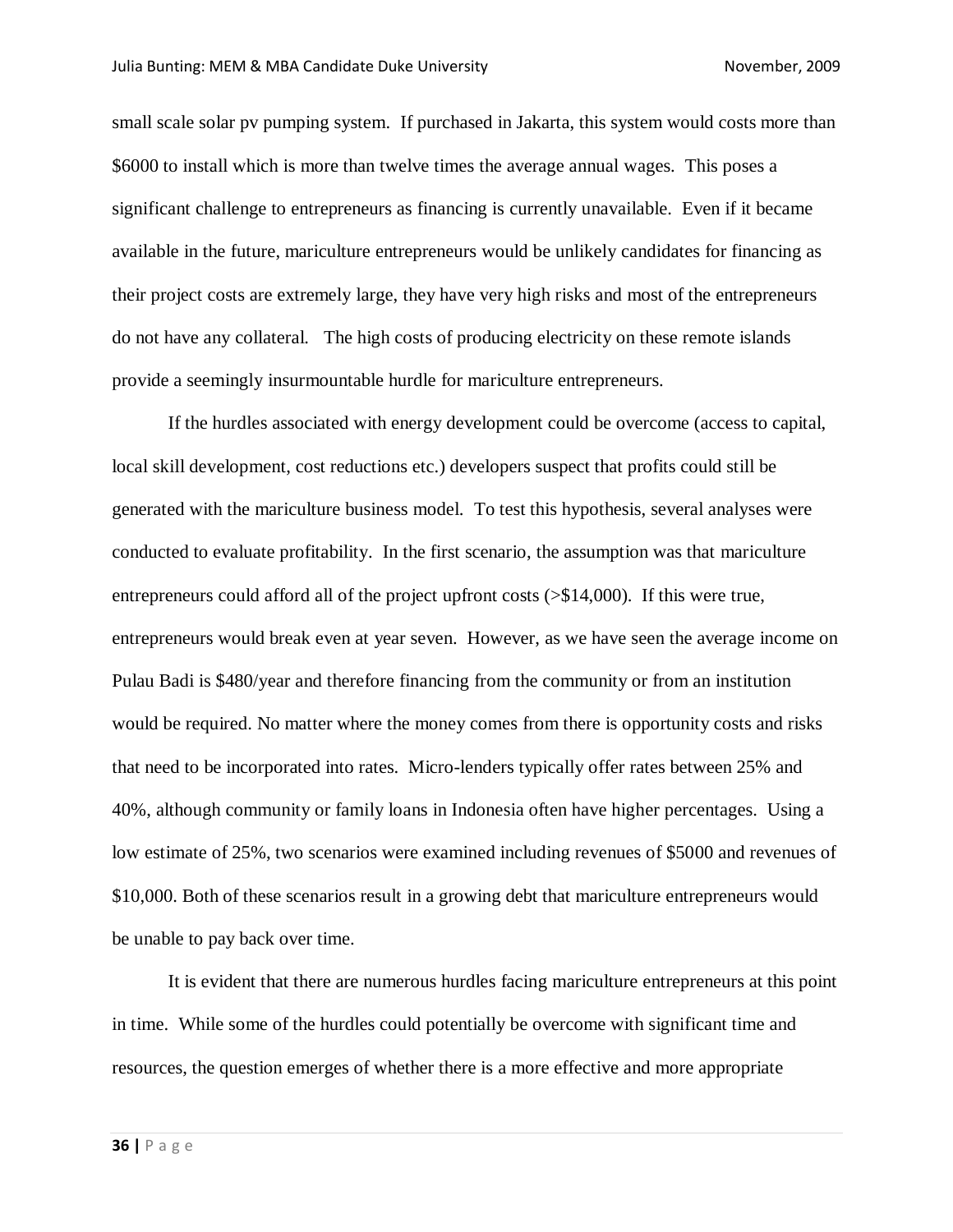small scale solar pv pumping system. If purchased in Jakarta, this system would costs more than \$6000 to install which is more than twelve times the average annual wages. This poses a significant challenge to entrepreneurs as financing is currently unavailable. Even if it became available in the future, mariculture entrepreneurs would be unlikely candidates for financing as their project costs are extremely large, they have very high risks and most of the entrepreneurs do not have any collateral. The high costs of producing electricity on these remote islands provide a seemingly insurmountable hurdle for mariculture entrepreneurs.

If the hurdles associated with energy development could be overcome (access to capital, local skill development, cost reductions etc.) developers suspect that profits could still be generated with the mariculture business model. To test this hypothesis, several analyses were conducted to evaluate profitability. In the first scenario, the assumption was that mariculture entrepreneurs could afford all of the project upfront costs (>\$14,000). If this were true, entrepreneurs would break even at year seven. However, as we have seen the average income on Pulau Badi is \$480/year and therefore financing from the community or from an institution would be required. No matter where the money comes from there is opportunity costs and risks that need to be incorporated into rates. Micro-lenders typically offer rates between 25% and 40%, although community or family loans in Indonesia often have higher percentages. Using a low estimate of 25%, two scenarios were examined including revenues of \$5000 and revenues of \$10,000. Both of these scenarios result in a growing debt that mariculture entrepreneurs would be unable to pay back over time.

It is evident that there are numerous hurdles facing mariculture entrepreneurs at this point in time. While some of the hurdles could potentially be overcome with significant time and resources, the question emerges of whether there is a more effective and more appropriate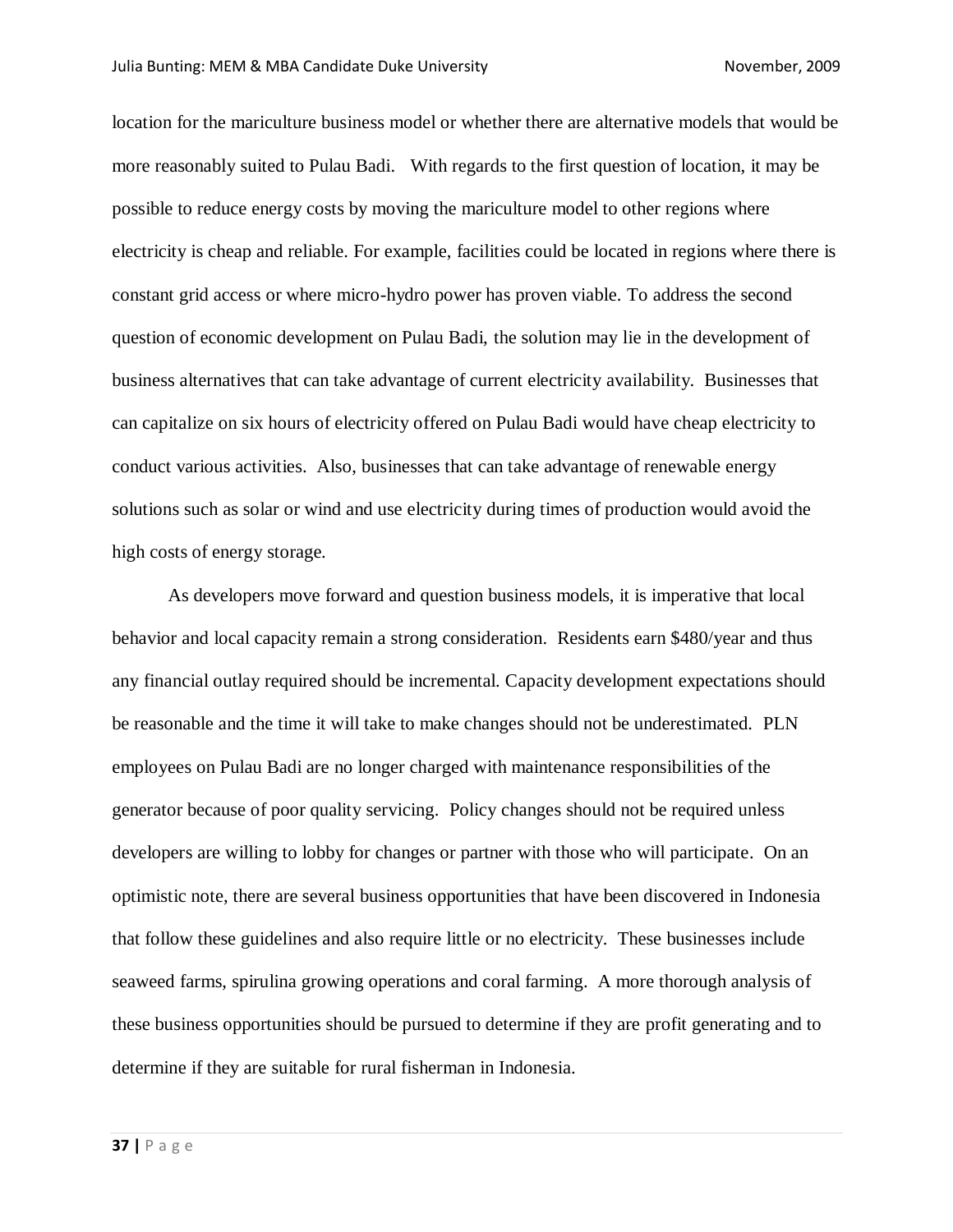location for the mariculture business model or whether there are alternative models that would be more reasonably suited to Pulau Badi. With regards to the first question of location, it may be possible to reduce energy costs by moving the mariculture model to other regions where electricity is cheap and reliable. For example, facilities could be located in regions where there is constant grid access or where micro-hydro power has proven viable. To address the second question of economic development on Pulau Badi, the solution may lie in the development of business alternatives that can take advantage of current electricity availability. Businesses that can capitalize on six hours of electricity offered on Pulau Badi would have cheap electricity to conduct various activities. Also, businesses that can take advantage of renewable energy solutions such as solar or wind and use electricity during times of production would avoid the high costs of energy storage.

As developers move forward and question business models, it is imperative that local behavior and local capacity remain a strong consideration. Residents earn $480/year and thus any financial outlay required should be incremental. Capacity development expectations should be reasonable and the time it will take to make changes should not be underestimated. PLN employees on Pulau Badi are no longer charged with maintenance responsibilities of the generator because of poor quality servicing. Policy changes should not be required unless developers are willing to lobby for changes or partner with those who will participate. On an optimistic note, there are several business opportunities that have been discovered in Indonesia that follow these guidelines and also require little or no electricity. These businesses include seaweed farms, spirulina growing operations and coral farming. A more thorough analysis of these business opportunities should be pursued to determine if they are profit generating and to determine if they are suitable for rural fisherman in Indonesia.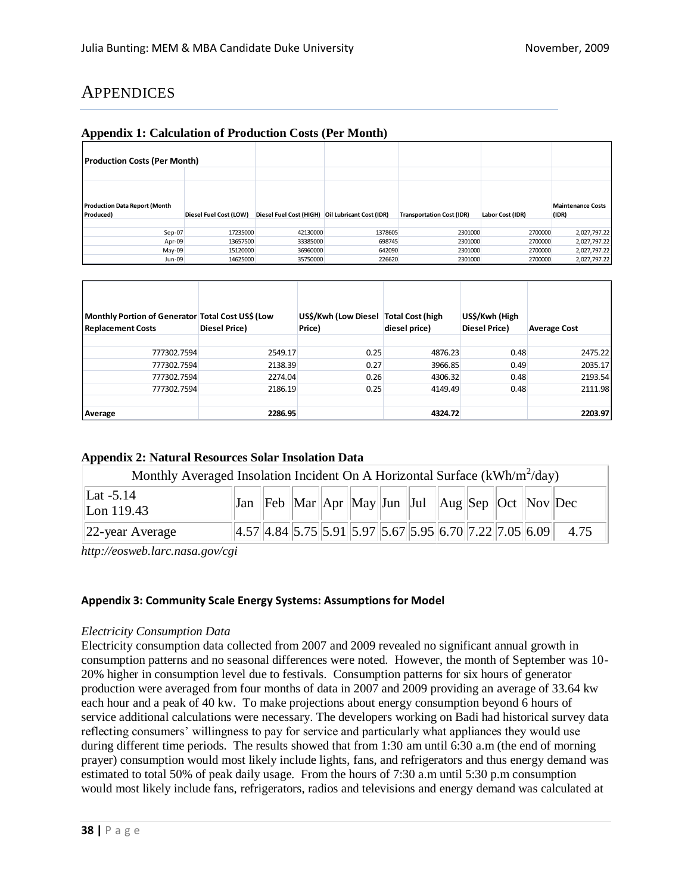# Appendices

### Appendix 1: Calculation of Production Costs (Per Month)

**Production Costs (Per Month)**

| Production Data Report (Month Produced) | Diesel Fuel Cost (LOW) | Diesel Fuel Cost (HIGH) | Oil Lubricant Cost (IDR) | Transportation Cost (IDR) | Labor Cost (IDR) | Maintenance Costs (IDR) |
|---|---|---|---|---|---|---|
| Sep-07 | 17235000 | 42130000 | 1378605 | 2301000 | 2700000 | 2,027,797.22 |
| Apr-09 | 13657500 | 33385000 | 698745 | 2301000 | 2700000 | 2,027,797.22 |
| May-09 | 15120000 | 36960000 | 642090 | 2301000 | 2700000 | 2,027,797.22 |
| Jun-09 | 14625000 | 35750000 | 226620 | 2301000 | 2700000 | 2,027,797.22 |

| Monthly Portion of Generator Replacement Costs | Total Cost US$ (Low Diesel Price) | US$/Kwh (Low Diesel Price) | Total Cost (high diesel price) | US$/Kwh (High Diesel Price) | Average Cost |
|---|---|---|---|---|---|
| 777302.7594 | 2549.17 | 0.25 | 4876.23 | 0.48 | 2475.22 |
| 777302.7594 | 2138.39 | 0.27 | 3966.85 | 0.49 | 2035.17 |
| 777302.7594 | 2274.04 | 0.26 | 4306.32 | 0.48 | 2193.54 |
| 777302.7594 | 2186.19 | 0.25 | 4149.49 | 0.48 | 2111.98 |
| **Average** | **2286.95** | | **4324.72** | | **2203.97** |

### Appendix 2: Natural Resources Solar Insolation Data

| Monthly Averaged Insolation Incident On A Horizontal Surface (kWh/m$^2$/day) | | | | | | | | | | | | |
|---|---|---|---|---|---|---|---|---|---|---|---|---|
| Lat -5.14 Lon 119.43 | Jan | Feb | Mar | Apr | May | Jun | Jul | Aug | Sep | Oct | Nov | Dec |
| 22-year Average | 4.57 | 4.84 | 5.75 | 5.91 | 5.97 | 5.67 | 5.95 | 6.70 | 7.22 | 7.05 | 6.09 | 4.75 |

*http://eosweb.larc.nasa.gov/cgi*

#### Appendix 3: Community Scale Energy Systems: Assumptions for Model

*Electricity Consumption Data*

Electricity consumption data collected from 2007 and 2009 revealed no significant annual growth in consumption patterns and no seasonal differences were noted. However, the month of September was 10-20% higher in consumption level due to festivals. Consumption patterns for six hours of generator production were averaged from four months of data in 2007 and 2009 providing an average of 33.64 kw each hour and a peak of 40 kw. To make projections about energy consumption beyond 6 hours of service additional calculations were necessary. The developers working on Badi had historical survey data reflecting consumers' willingness to pay for service and particularly what appliances they would use during different time periods. The results showed that from 1:30 am until 6:30 a.m (the end of morning prayer) consumption would most likely include lights, fans, and refrigerators and thus energy demand was estimated to total 50% of peak daily usage. From the hours of 7:30 a.m until 5:30 p.m consumption would most likely include fans, refrigerators, radios and televisions and energy demand was calculated at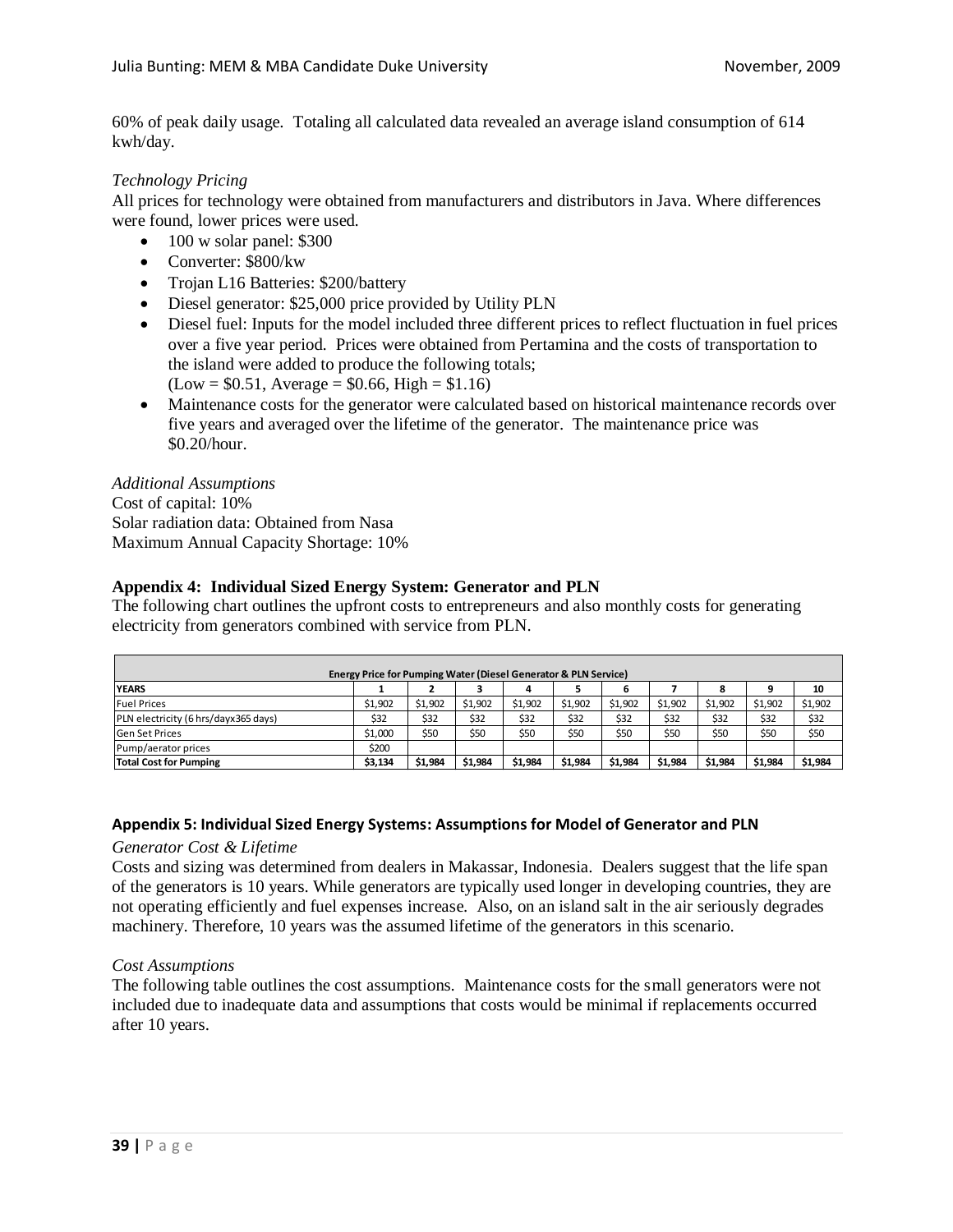60% of peak daily usage. Totaling all calculated data revealed an average island consumption of 614 kwh/day.

*Technology Pricing*

All prices for technology were obtained from manufacturers and distributors in Java. Where differences were found, lower prices were used.

- 100 w solar panel: $300
- Converter: $800/kw
- Trojan L16 Batteries: $200/battery
- Diesel generator: $25,000 price provided by Utility PLN
- Diesel fuel: Inputs for the model included three different prices to reflect fluctuation in fuel prices over a five year period. Prices were obtained from Pertamina and the costs of transportation to the island were added to produce the following totals; (Low = $0.51, Average = $0.66, High = $1.16)
- Maintenance costs for the generator were calculated based on historical maintenance records over five years and averaged over the lifetime of the generator. The maintenance price was $0.20/hour.

*Additional Assumptions*

Cost of capital: 10%
Solar radiation data: Obtained from Nasa
Maximum Annual Capacity Shortage: 10%

### Appendix 4: Individual Sized Energy System: Generator and PLN

The following chart outlines the upfront costs to entrepreneurs and also monthly costs for generating electricity from generators combined with service from PLN.

| Energy Price for Pumping Water (Diesel Generator & PLN Service) | | | | | | | | | | |
|---|---|---|---|---|---|---|---|---|---|---|
| **YEARS** | **1** | **2** | **3** | **4** | **5** | **6** | **7** | **8** | **9** | **10** |
| Fuel Prices | $1,902 | $1,902 | $1,902 | $1,902 | $1,902 | $1,902 | $1,902 | $1,902 | $1,902 | $1,902 |
| PLN electricity (6 hrs/dayx365 days) | $32 | $32 | $32 | $32 | $32 | $32 | $32 | $32 | $32 | $32 |
| Gen Set Prices | $1,000 | $50 | $50 | $50 | $50 | $50 | $50 | $50 | $50 | $50 |
| Pump/aerator prices | $200 | | | | | | | | | |
| **Total Cost for Pumping** | **$3,134** | **$1,984** | **$1,984** | **$1,984** | **$1,984** | **$1,984** | **$1,984** | **$1,984** | **$1,984** | **$1,984** |

### Appendix 5: Individual Sized Energy Systems: Assumptions for Model of Generator and PLN

*Generator Cost & Lifetime*

Costs and sizing was determined from dealers in Makassar, Indonesia. Dealers suggest that the life span of the generators is 10 years. While generators are typically used longer in developing countries, they are not operating efficiently and fuel expenses increase. Also, on an island salt in the air seriously degrades machinery. Therefore, 10 years was the assumed lifetime of the generators in this scenario.

*Cost Assumptions*

The following table outlines the cost assumptions. Maintenance costs for the small generators were not included due to inadequate data and assumptions that costs would be minimal if replacements occurred after 10 years.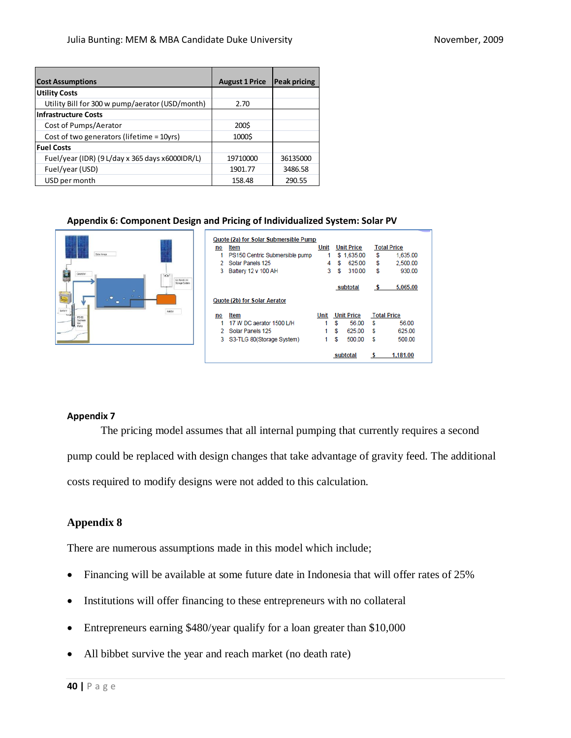| Cost Assumptions | August 1 Price | Peak pricing |
|---|---|---|
| **Utility Costs** | | |
| Utility Bill for 300 w pump/aerator (USD/month) | 2.70 | |
| **Infrastructure Costs** | | |
| Cost of Pumps/Aerator | 200$ | |
| Cost of two generators (lifetime = 10yrs) | 1000$ | |
| **Fuel Costs** | | |
| Fuel/year (IDR) (9 L/day x 365 days x6000IDR/L) | 19710000 | 36135000 |
| Fuel/year (USD) | 1901.77 | 3486.58 |
| USD per month | 158.48 | 290.55 |

**Appendix 6: Component Design and Pricing of Individualized System: Solar PV**

Quote (2a) for Solar Submersible Pump

| no | Item | Unit | Unit Price | Total Price |
|---|---|---|---|---|
| 1 | PS150 Centric Submersible pump | 1 | $ 1,635.00 | $ 1,635.00 |
| 2 | Solar Panels 125 | 4 | $ 625.00 | $ 2,500.00 |
| 3 | Battery 12 v 100 AH | 3 | $ 310.00 | $ 930.00 |
| | | | subtotal | $ 5,065.00 |

Quote (2b) for Solar Aerator

| no | Item | Unit | Unit Price | Total Price |
|---|---|---|---|---|
| 1 | 17 W DC aerator 1500 L/H | 1 | $ 56.00 | $ 56.00 |
| 2 | Solar Panels 125 | 1 | $ 625.00 | $ 625.00 |
| 3 | S3-TLG 80(Storage System) | 1 | $ 500.00 | $ 500.00 |
| | | | subtotal | $ 1,181.00 |

**Appendix 7**

The pricing model assumes that all internal pumping that currently requires a second pump could be replaced with design changes that take advantage of gravity feed. The additional costs required to modify designs were not added to this calculation.

## Appendix 8

There are numerous assumptions made in this model which include;

- Financing will be available at some future date in Indonesia that will offer rates of 25%
- Institutions will offer financing to these entrepreneurs with no collateral
- Entrepreneurs earning $480/year qualify for a loan greater than $10,000
- All bibbet survive the year and reach market (no death rate)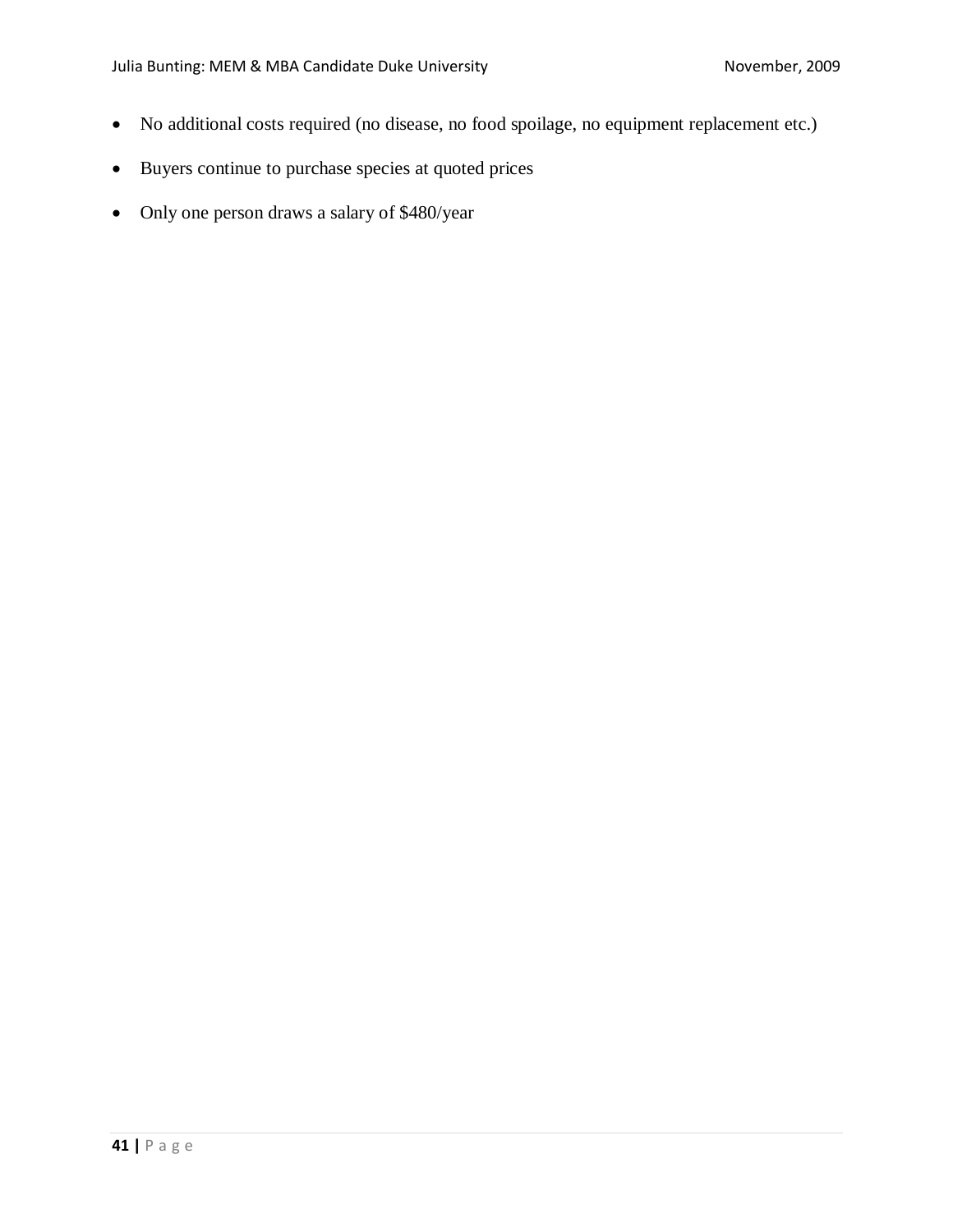- No additional costs required (no disease, no food spoilage, no equipment replacement etc.)
- Buyers continue to purchase species at quoted prices
- Only one person draws a salary of $480/year